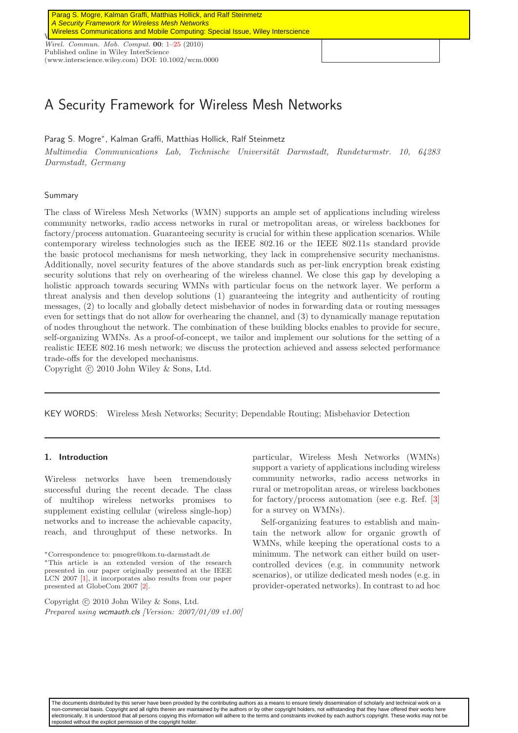# A Security Framework for Wireless Mesh Networks

Parag S. Mogre*, Kalman Graffi, Matthias Hollick, Ralf Steinmetz

*Multimedia Communications Lab, Technische Universität Darmstadt, Rundeturmstr. 10, 64283 Darmstadt, Germany*

## Summary

The class of Wireless Mesh Networks (WMN) supports an ample set of applications including wireless community networks, radio access networks in rural or metropolitan areas, or wireless backbones for factory/process automation. Guaranteeing security is crucial for within these application scenarios. While contemporary wireless technologies such as the IEEE 802.16 or the IEEE 802.11s standard provide the basic protocol mechanisms for mesh networking, they lack in comprehensive security mechanisms. Additionally, novel security features of the above standards such as per-link encryption break existing security solutions that rely on overhearing of the wireless channel. We close this gap by developing a holistic approach towards securing WMNs with particular focus on the network layer. We perform a threat analysis and then develop solutions (1) guaranteeing the integrity and authenticity of routing messages, (2) to locally and globally detect misbehavior of nodes in forwarding data or routing messages even for settings that do not allow for overhearing the channel, and (3) to dynamically manage reputation of nodes throughout the network. The combination of these building blocks enables to provide for secure, self-organizing WMNs. As a proof-of-concept, we tailor and implement our solutions for the setting of a realistic IEEE 802.16 mesh network; we discuss the protection achieved and assess selected performance trade-offs for the developed mechanisms.
Copyright © 2010 John Wiley & Sons, Ltd.

KEY WORDS: Wireless Mesh Networks; Security; Dependable Routing; Misbehavior Detection

## 1. Introduction

Wireless networks have been tremendously successful during the recent decade. The class of multihop wireless networks promises to supplement existing cellular (wireless single-hop) networks and to increase the achievable capacity, reach, and throughput of these networks. In particular, Wireless Mesh Networks (WMNs) support a variety of applications including wireless community networks, radio access networks in rural or metropolitan areas, or wireless backbones for factory/process automation (see e.g. Ref. [3] for a survey on WMNs).

Self-organizing features to establish and maintain the network allow for organic growth of WMNs, while keeping the operational costs to a minimum. The network can either build on user-controlled devices (e.g. in community network scenarios), or utilize dedicated mesh nodes (e.g. in provider-operated networks). In contrast to ad hoc

*Correspondence to: pmogre@kom.tu-darmstadt.de

*This article is an extended version of the research presented in our paper originally presented at the IEEE LCN 2007 [1], it incorporates also results from our paper presented at GlobeCom 2007 [2].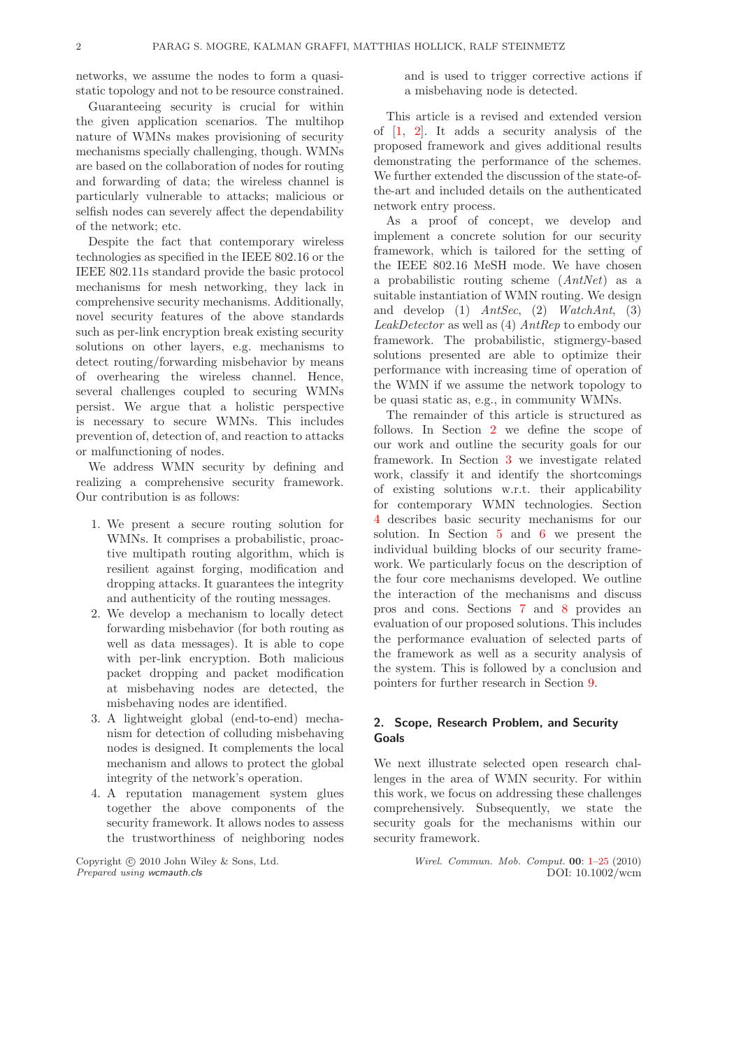networks, we assume the nodes to form a quasi-static topology and not to be resource constrained.

Guaranteeing security is crucial for within the given application scenarios. The multihop nature of WMNs makes provisioning of security mechanisms specially challenging, though. WMNs are based on the collaboration of nodes for routing and forwarding of data; the wireless channel is particularly vulnerable to attacks; malicious or selfish nodes can severely affect the dependability of the network; etc.

Despite the fact that contemporary wireless technologies as specified in the IEEE 802.16 or the IEEE 802.11s standard provide the basic protocol mechanisms for mesh networking, they lack in comprehensive security mechanisms. Additionally, novel security features of the above standards such as per-link encryption break existing security solutions on other layers, e.g. mechanisms to detect routing/forwarding misbehavior by means of overhearing the wireless channel. Hence, several challenges coupled to securing WMNs persist. We argue that a holistic perspective is necessary to secure WMNs. This includes prevention of, detection of, and reaction to attacks or malfunctioning of nodes.

We address WMN security by defining and realizing a comprehensive security framework. Our contribution is as follows:

1. We present a secure routing solution for WMNs. It comprises a probabilistic, proactive multipath routing algorithm, which is resilient against forging, modification and dropping attacks. It guarantees the integrity and authenticity of the routing messages.
2. We develop a mechanism to locally detect forwarding misbehavior (for both routing as well as data messages). It is able to cope with per-link encryption. Both malicious packet dropping and packet modification at misbehaving nodes are detected, the misbehaving nodes are identified.
3. A lightweight global (end-to-end) mechanism for detection of colluding misbehaving nodes is designed. It complements the local mechanism and allows to protect the global integrity of the network's operation.
4. A reputation management system glues together the above components of the security framework. It allows nodes to assess the trustworthiness of neighboring nodes and is used to trigger corrective actions if a misbehaving node is detected.

This article is a revised and extended version of [1, 2]. It adds a security analysis of the proposed framework and gives additional results demonstrating the performance of the schemes. We further extended the discussion of the state-of-the-art and included details on the authenticated network entry process.

As a proof of concept, we develop and implement a concrete solution for our security framework, which is tailored for the setting of the IEEE 802.16 MeSH mode. We have chosen a probabilistic routing scheme (*AntNet*) as a suitable instantiation of WMN routing. We design and develop (1) *AntSec*, (2) *WatchAnt*, (3) *LeakDetector* as well as (4) *AntRep* to embody our framework. The probabilistic, stigmergy-based solutions presented are able to optimize their performance with increasing time of operation of the WMN if we assume the network topology to be quasi static as, e.g., in community WMNs.

The remainder of this article is structured as follows. In Section 2 we define the scope of our work and outline the security goals for our framework. In Section 3 we investigate related work, classify it and identify the shortcomings of existing solutions w.r.t. their applicability for contemporary WMN technologies. Section 4 describes basic security mechanisms for our solution. In Section 5 and 6 we present the individual building blocks of our security framework. We particularly focus on the description of the four core mechanisms developed. We outline the interaction of the mechanisms and discuss pros and cons. Sections 7 and 8 provides an evaluation of our proposed solutions. This includes the performance evaluation of selected parts of the framework as well as a security analysis of the system. This is followed by a conclusion and pointers for further research in Section 9.

## 2. Scope, Research Problem, and Security Goals

We next illustrate selected open research challenges in the area of WMN security. For within this work, we focus on addressing these challenges comprehensively. Subsequently, we state the security goals for the mechanisms within our security framework.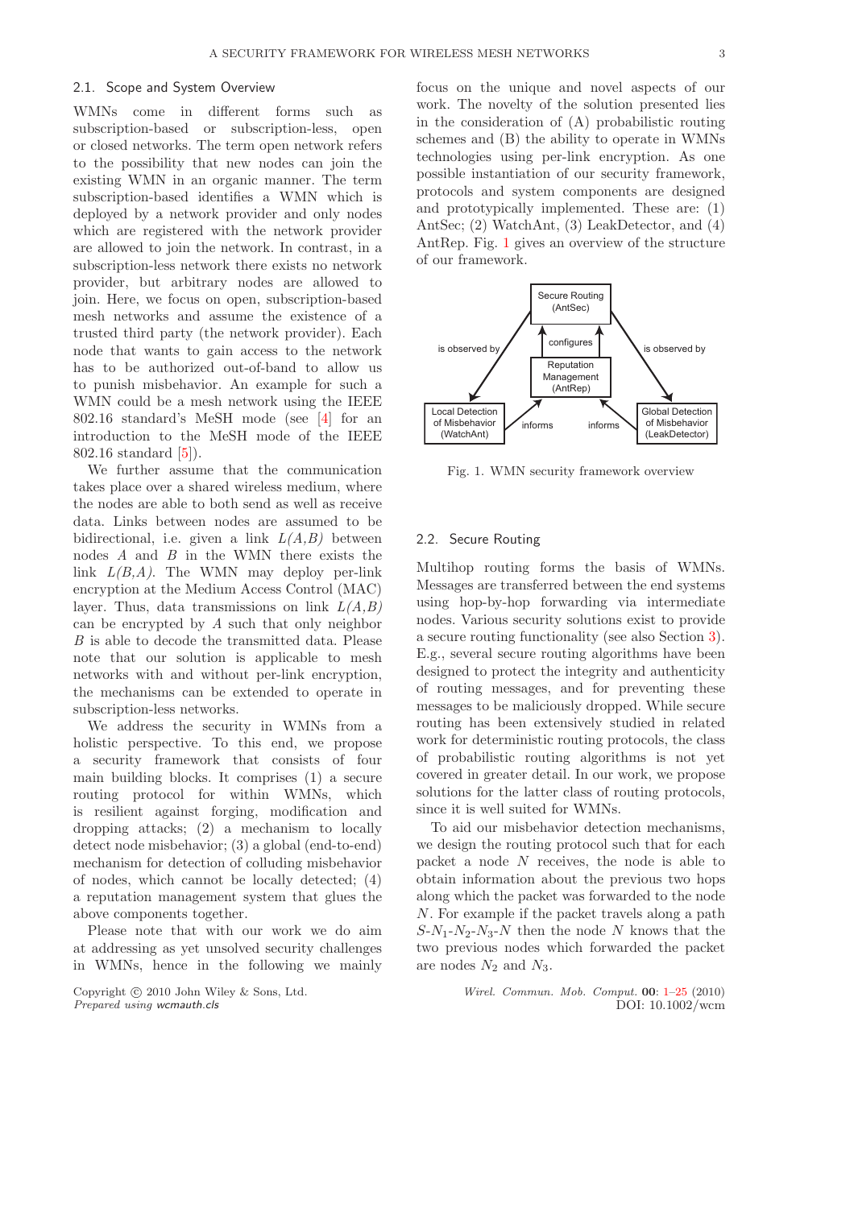## 2.1. Scope and System Overview

WMNs come in different forms such as subscription-based or subscription-less, open or closed networks. The term open network refers to the possibility that new nodes can join the existing WMN in an organic manner. The term subscription-based identifies a WMN which is deployed by a network provider and only nodes which are registered with the network provider are allowed to join the network. In contrast, in a subscription-less network there exists no network provider, but arbitrary nodes are allowed to join. Here, we focus on open, subscription-based mesh networks and assume the existence of a trusted third party (the network provider). Each node that wants to gain access to the network has to be authorized out-of-band to allow us to punish misbehavior. An example for such a WMN could be a mesh network using the IEEE 802.16 standard's MeSH mode (see [4] for an introduction to the MeSH mode of the IEEE 802.16 standard [5]).

We further assume that the communication takes place over a shared wireless medium, where the nodes are able to both send as well as receive data. Links between nodes are assumed to be bidirectional, i.e. given a link *L(A,B)* between nodes *A* and *B* in the WMN there exists the link *L(B,A)*. The WMN may deploy per-link encryption at the Medium Access Control (MAC) layer. Thus, data transmissions on link *L(A,B)* can be encrypted by *A* such that only neighbor *B* is able to decode the transmitted data. Please note that our solution is applicable to mesh networks with and without per-link encryption, the mechanisms can be extended to operate in subscription-less networks.

We address the security in WMNs from a holistic perspective. To this end, we propose a security framework that consists of four main building blocks. It comprises (1) a secure routing protocol for within WMNs, which is resilient against forging, modification and dropping attacks; (2) a mechanism to locally detect node misbehavior; (3) a global (end-to-end) mechanism for detection of colluding misbehavior of nodes, which cannot be locally detected; (4) a reputation management system that glues the above components together.

Please note that with our work we do aim at addressing as yet unsolved security challenges in WMNs, hence in the following we mainly focus on the unique and novel aspects of our work. The novelty of the solution presented lies in the consideration of (A) probabilistic routing schemes and (B) the ability to operate in WMNs technologies using per-link encryption. As one possible instantiation of our security framework, protocols and system components are designed and prototypically implemented. These are: (1) AntSec; (2) WatchAnt, (3) LeakDetector, and (4) AntRep. Fig. 1 gives an overview of the structure of our framework.

Fig. 1. WMN security framework overview

## 2.2. Secure Routing

Multihop routing forms the basis of WMNs. Messages are transferred between the end systems using hop-by-hop forwarding via intermediate nodes. Various security solutions exist to provide a secure routing functionality (see also Section 3). E.g., several secure routing algorithms have been designed to protect the integrity and authenticity of routing messages, and for preventing these messages to be maliciously dropped. While secure routing has been extensively studied in related work for deterministic routing protocols, the class of probabilistic routing algorithms is not yet covered in greater detail. In our work, we propose solutions for the latter class of routing protocols, since it is well suited for WMNs.

To aid our misbehavior detection mechanisms, we design the routing protocol such that for each packet a node $N$ receives, the node is able to obtain information about the previous two hops along which the packet was forwarded to the node $N$. For example if the packet travels along a path $S$-$N_1$-$N_2$-$N_3$-$N$ then the node $N$ knows that the two previous nodes which forwarded the packet are nodes $N_2$ and $N_3$.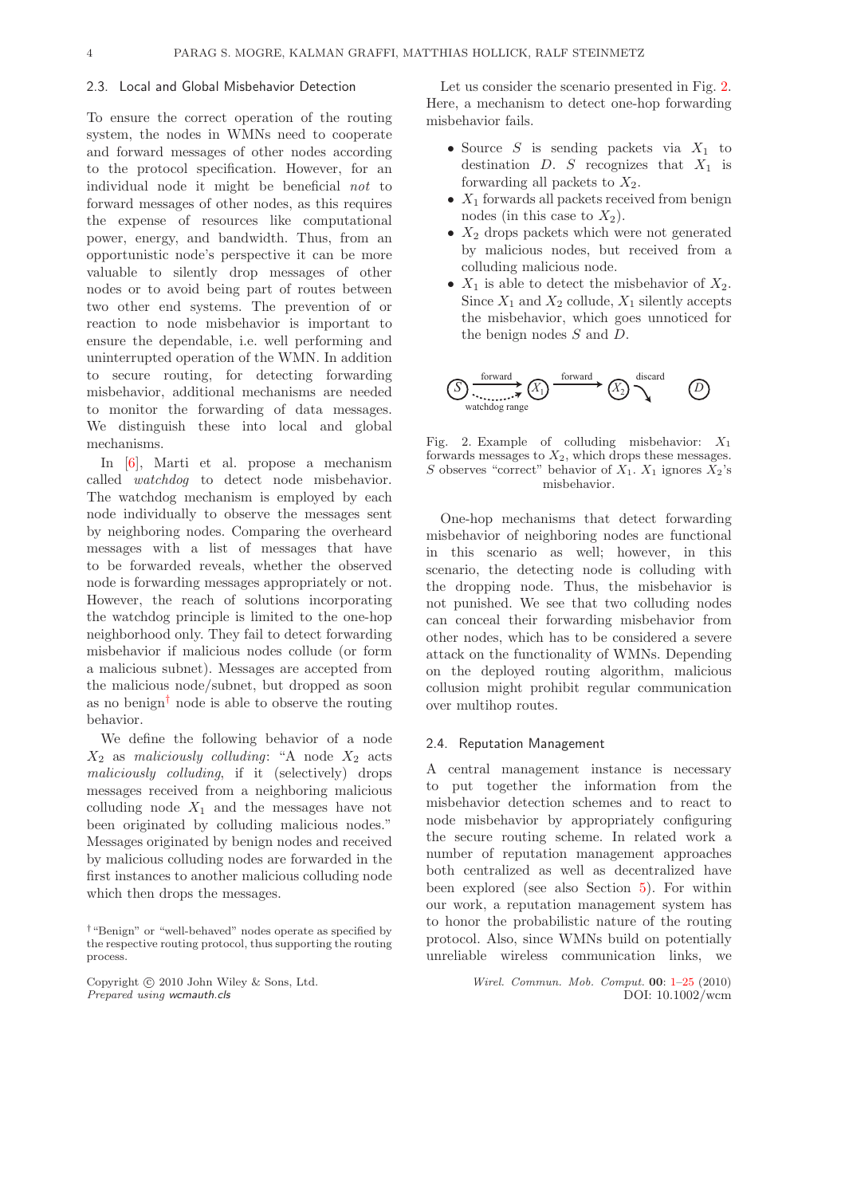### 2.3. Local and Global Misbehavior Detection

To ensure the correct operation of the routing system, the nodes in WMNs need to cooperate and forward messages of other nodes according to the protocol specification. However, for an individual node it might be beneficial *not* to forward messages of other nodes, as this requires the expense of resources like computational power, energy, and bandwidth. Thus, from an opportunistic node's perspective it can be more valuable to silently drop messages of other nodes or to avoid being part of routes between two other end systems. The prevention of or reaction to node misbehavior is important to ensure the dependable, i.e. well performing and uninterrupted operation of the WMN. In addition to secure routing, for detecting forwarding misbehavior, additional mechanisms are needed to monitor the forwarding of data messages. We distinguish these into local and global mechanisms.

In [6], Marti et al. propose a mechanism called *watchdog* to detect node misbehavior. The watchdog mechanism is employed by each node individually to observe the messages sent by neighboring nodes. Comparing the overheard messages with a list of messages that have to be forwarded reveals, whether the observed node is forwarding messages appropriately or not. However, the reach of solutions incorporating the watchdog principle is limited to the one-hop neighborhood only. They fail to detect forwarding misbehavior if malicious nodes collude (or form a malicious subnet). Messages are accepted from the malicious node/subnet, but dropped as soon as no benign[†] node is able to observe the routing behavior.

We define the following behavior of a node $X_2$ as *maliciously colluding*: "A node $X_2$ acts *maliciously colluding*, if it (selectively) drops messages received from a neighboring malicious colluding node $X_1$ and the messages have not been originated by colluding malicious nodes." Messages originated by benign nodes and received by malicious colluding nodes are forwarded in the first instances to another malicious colluding node which then drops the messages.

[†] "Benign" or "well-behaved" nodes operate as specified by the respective routing protocol, thus supporting the routing process.

Let us consider the scenario presented in Fig. 2. Here, a mechanism to detect one-hop forwarding misbehavior fails.

- Source $S$ is sending packets via $X_1$ to destination $D$. $S$ recognizes that $X_1$ is forwarding all packets to $X_2$.
- $X_1$ forwards all packets received from benign nodes (in this case to $X_2$).
- $X_2$ drops packets which were not generated by malicious nodes, but received from a colluding malicious node.
- $X_1$ is able to detect the misbehavior of $X_2$. Since $X_1$ and $X_2$ collude, $X_1$ silently accepts the misbehavior, which goes unnoticed for the benign nodes $S$ and $D$.

S
forward
watchdog range
$X_1$
forward
$X_2$
discard
D

Fig. 2. Example of colluding misbehavior: $X_1$ forwards messages to $X_2$, which drops these messages. $S$ observes "correct" behavior of $X_1$. $X_1$ ignores $X_2$'s misbehavior.

One-hop mechanisms that detect forwarding misbehavior of neighboring nodes are functional in this scenario as well; however, in this scenario, the detecting node is colluding with the dropping node. Thus, the misbehavior is not punished. We see that two colluding nodes can conceal their forwarding misbehavior from other nodes, which has to be considered a severe attack on the functionality of WMNs. Depending on the deployed routing algorithm, malicious collusion might prohibit regular communication over multihop routes.

### 2.4. Reputation Management

A central management instance is necessary to put together the information from the misbehavior detection schemes and to react to node misbehavior by appropriately configuring the secure routing scheme. In related work a number of reputation management approaches both centralized as well as decentralized have been explored (see also Section 5). For within our work, a reputation management system has to honor the probabilistic nature of the routing protocol. Also, since WMNs build on potentially unreliable wireless communication links, we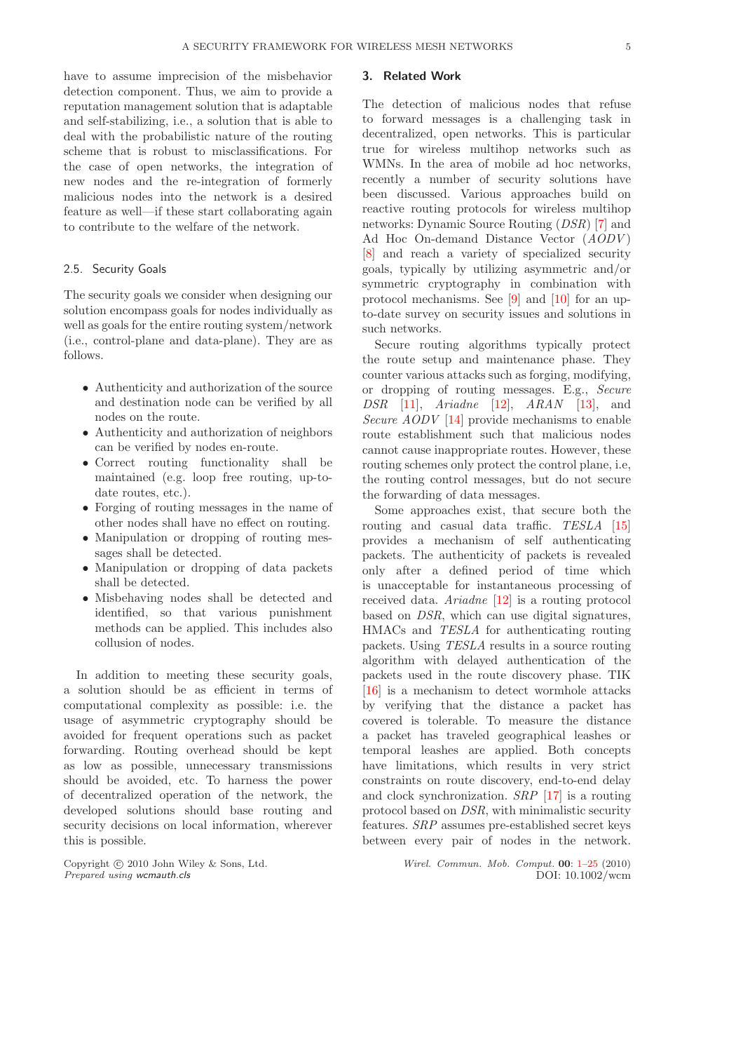have to assume imprecision of the misbehavior detection component. Thus, we aim to provide a reputation management solution that is adaptable and self-stabilizing, i.e., a solution that is able to deal with the probabilistic nature of the routing scheme that is robust to misclassifications. For the case of open networks, the integration of new nodes and the re-integration of formerly malicious nodes into the network is a desired feature as well—if these start collaborating again to contribute to the welfare of the network.

### 2.5. Security Goals

The security goals we consider when designing our solution encompass goals for nodes individually as well as goals for the entire routing system/network (i.e., control-plane and data-plane). They are as follows.

- Authenticity and authorization of the source and destination node can be verified by all nodes on the route.
- Authenticity and authorization of neighbors can be verified by nodes en-route.
- Correct routing functionality shall be maintained (e.g. loop free routing, up-to-date routes, etc.).
- Forging of routing messages in the name of other nodes shall have no effect on routing.
- Manipulation or dropping of routing messages shall be detected.
- Manipulation or dropping of data packets shall be detected.
- Misbehaving nodes shall be detected and identified, so that various punishment methods can be applied. This includes also collusion of nodes.

In addition to meeting these security goals, a solution should be as efficient in terms of computational complexity as possible: i.e. the usage of asymmetric cryptography should be avoided for frequent operations such as packet forwarding. Routing overhead should be kept as low as possible, unnecessary transmissions should be avoided, etc. To harness the power of decentralized operation of the network, the developed solutions should base routing and security decisions on local information, wherever this is possible.

## 3. Related Work

The detection of malicious nodes that refuse to forward messages is a challenging task in decentralized, open networks. This is particular true for wireless multihop networks such as WMNs. In the area of mobile ad hoc networks, recently a number of security solutions have been discussed. Various approaches build on reactive routing protocols for wireless multihop networks: Dynamic Source Routing (*DSR*) [7] and Ad Hoc On-demand Distance Vector (*AODV*) [8] and reach a variety of specialized security goals, typically by utilizing asymmetric and/or symmetric cryptography in combination with protocol mechanisms. See [9] and [10] for an up-to-date survey on security issues and solutions in such networks.

Secure routing algorithms typically protect the route setup and maintenance phase. They counter various attacks such as forging, modifying, or dropping of routing messages. E.g., *Secure DSR* [11], *Ariadne* [12], *ARAN* [13], and *Secure AODV* [14] provide mechanisms to enable route establishment such that malicious nodes cannot cause inappropriate routes. However, these routing schemes only protect the control plane, i.e, the routing control messages, but do not secure the forwarding of data messages.

Some approaches exist, that secure both the routing and casual data traffic. *TESLA* [15] provides a mechanism of self authenticating packets. The authenticity of packets is revealed only after a defined period of time which is unacceptable for instantaneous processing of received data. *Ariadne* [12] is a routing protocol based on *DSR*, which can use digital signatures, HMACs and *TESLA* for authenticating routing packets. Using *TESLA* results in a source routing algorithm with delayed authentication of the packets used in the route discovery phase. TIK [16] is a mechanism to detect wormhole attacks by verifying that the distance a packet has covered is tolerable. To measure the distance a packet has traveled geographical leashes or temporal leashes are applied. Both concepts have limitations, which results in very strict constraints on route discovery, end-to-end delay and clock synchronization. *SRP* [17] is a routing protocol based on *DSR*, with minimalistic security features. *SRP* assumes pre-established secret keys between every pair of nodes in the network.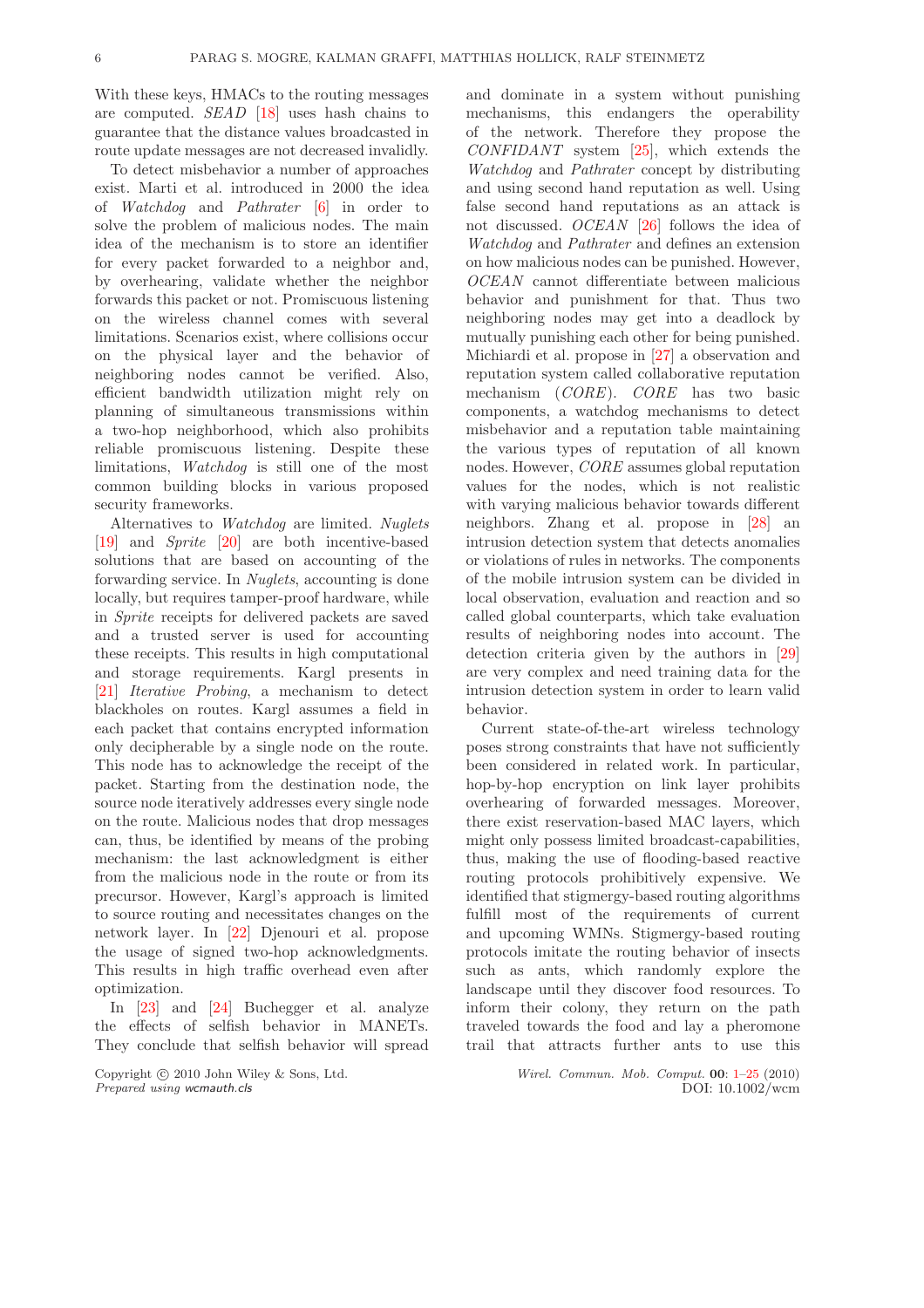With these keys, HMACs to the routing messages are computed. *SEAD* [18] uses hash chains to guarantee that the distance values broadcasted in route update messages are not decreased invalidly.

To detect misbehavior a number of approaches exist. Marti et al. introduced in 2000 the idea of *Watchdog* and *Pathrater* [6] in order to solve the problem of malicious nodes. The main idea of the mechanism is to store an identifier for every packet forwarded to a neighbor and, by overhearing, validate whether the neighbor forwards this packet or not. Promiscuous listening on the wireless channel comes with several limitations. Scenarios exist, where collisions occur on the physical layer and the behavior of neighboring nodes cannot be verified. Also, efficient bandwidth utilization might rely on planning of simultaneous transmissions within a two-hop neighborhood, which also prohibits reliable promiscuous listening. Despite these limitations, *Watchdog* is still one of the most common building blocks in various proposed security frameworks.

Alternatives to *Watchdog* are limited. *Nuglets* [19] and *Sprite* [20] are both incentive-based solutions that are based on accounting of the forwarding service. In *Nuglets*, accounting is done locally, but requires tamper-proof hardware, while in *Sprite* receipts for delivered packets are saved and a trusted server is used for accounting these receipts. This results in high computational and storage requirements. Kargl presents in [21] *Iterative Probing*, a mechanism to detect blackholes on routes. Kargl assumes a field in each packet that contains encrypted information only decipherable by a single node on the route. This node has to acknowledge the receipt of the packet. Starting from the destination node, the source node iteratively addresses every single node on the route. Malicious nodes that drop messages can, thus, be identified by means of the probing mechanism: the last acknowledgment is either from the malicious node in the route or from its precursor. However, Kargl's approach is limited to source routing and necessitates changes on the network layer. In [22] Djenouri et al. propose the usage of signed two-hop acknowledgments. This results in high traffic overhead even after optimization.

In [23] and [24] Buchegger et al. analyze the effects of selfish behavior in MANETs. They conclude that selfish behavior will spread and dominate in a system without punishing mechanisms, this endangers the operability of the network. Therefore they propose the *CONFIDANT* system [25], which extends the *Watchdog* and *Pathrater* concept by distributing and using second hand reputation as well. Using false second hand reputations as an attack is not discussed. *OCEAN* [26] follows the idea of *Watchdog* and *Pathrater* and defines an extension on how malicious nodes can be punished. However, *OCEAN* cannot differentiate between malicious behavior and punishment for that. Thus two neighboring nodes may get into a deadlock by mutually punishing each other for being punished. Michiardi et al. propose in [27] a observation and reputation system called collaborative reputation mechanism (*CORE*). *CORE* has two basic components, a watchdog mechanisms to detect misbehavior and a reputation table maintaining the various types of reputation of all known nodes. However, *CORE* assumes global reputation values for the nodes, which is not realistic with varying malicious behavior towards different neighbors. Zhang et al. propose in [28] an intrusion detection system that detects anomalies or violations of rules in networks. The components of the mobile intrusion system can be divided in local observation, evaluation and reaction and so called global counterparts, which take evaluation results of neighboring nodes into account. The detection criteria given by the authors in [29] are very complex and need training data for the intrusion detection system in order to learn valid behavior.

Current state-of-the-art wireless technology poses strong constraints that have not sufficiently been considered in related work. In particular, hop-by-hop encryption on link layer prohibits overhearing of forwarded messages. Moreover, there exist reservation-based MAC layers, which might only possess limited broadcast-capabilities, thus, making the use of flooding-based reactive routing protocols prohibitively expensive. We identified that stigmergy-based routing algorithms fulfill most of the requirements of current and upcoming WMNs. Stigmergy-based routing protocols imitate the routing behavior of insects such as ants, which randomly explore the landscape until they discover food resources. To inform their colony, they return on the path traveled towards the food and lay a pheromone trail that attracts further ants to use this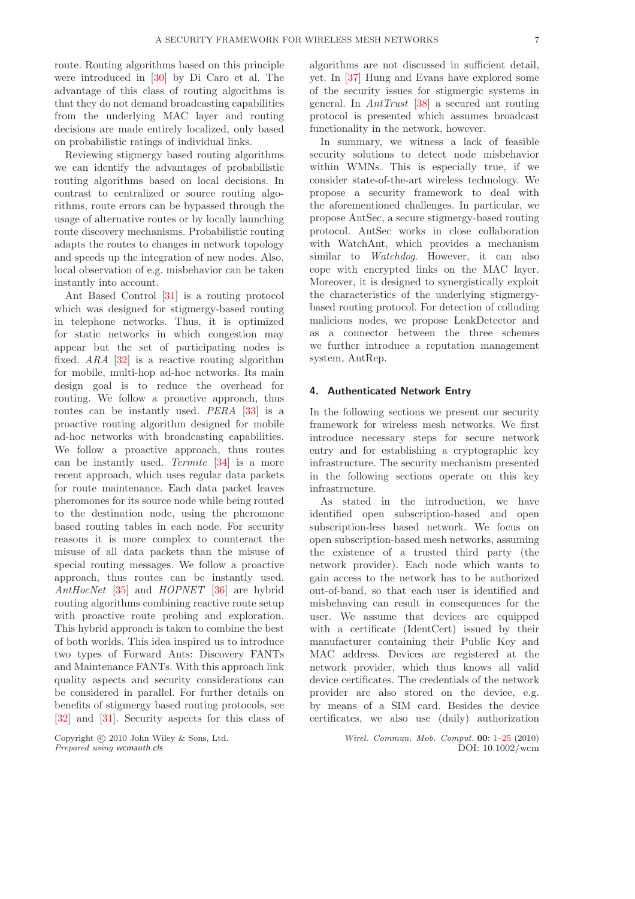route. Routing algorithms based on this principle were introduced in [30] by Di Caro et al. The advantage of this class of routing algorithms is that they do not demand broadcasting capabilities from the underlying MAC layer and routing decisions are made entirely localized, only based on probabilistic ratings of individual links.

Reviewing stigmergy based routing algorithms we can identify the advantages of probabilistic routing algorithms based on local decisions. In contrast to centralized or source routing algorithms, route errors can be bypassed through the usage of alternative routes or by locally launching route discovery mechanisms. Probabilistic routing adapts the routes to changes in network topology and speeds up the integration of new nodes. Also, local observation of e.g. misbehavior can be taken instantly into account.

Ant Based Control [31] is a routing protocol which was designed for stigmergy-based routing in telephone networks. Thus, it is optimized for static networks in which congestion may appear but the set of participating nodes is fixed. *ARA* [32] is a reactive routing algorithm for mobile, multi-hop ad-hoc networks. Its main design goal is to reduce the overhead for routing. We follow a proactive approach, thus routes can be instantly used. *PERA* [33] is a proactive routing algorithm designed for mobile ad-hoc networks with broadcasting capabilities. We follow a proactive approach, thus routes can be instantly used. *Termite* [34] is a more recent approach, which uses regular data packets for route maintenance. Each data packet leaves pheromones for its source node while being routed to the destination node, using the pheromone based routing tables in each node. For security reasons it is more complex to counteract the misuse of all data packets than the misuse of special routing messages. We follow a proactive approach, thus routes can be instantly used. *AntHocNet* [35] and *HOPNET* [36] are hybrid routing algorithms combining reactive route setup with proactive route probing and exploration. This hybrid approach is taken to combine the best of both worlds. This idea inspired us to introduce two types of Forward Ants: Discovery FANTs and Maintenance FANTs. With this approach link quality aspects and security considerations can be considered in parallel. For further details on benefits of stigmergy based routing protocols, see [32] and [31]. Security aspects for this class of algorithms are not discussed in sufficient detail, yet. In [37] Hung and Evans have explored some of the security issues for stigmergic systems in general. In *AntTrust* [38] a secured ant routing protocol is presented which assumes broadcast functionality in the network, however.

In summary, we witness a lack of feasible security solutions to detect node misbehavior within WMNs. This is especially true, if we consider state-of-the-art wireless technology. We propose a security framework to deal with the aforementioned challenges. In particular, we propose AntSec, a secure stigmergy-based routing protocol. AntSec works in close collaboration with WatchAnt, which provides a mechanism similar to *Watchdog*. However, it can also cope with encrypted links on the MAC layer. Moreover, it is designed to synergistically exploit the characteristics of the underlying stigmergy-based routing protocol. For detection of colluding malicious nodes, we propose LeakDetector and as a connector between the three schemes we further introduce a reputation management system, AntRep.

## 4. Authenticated Network Entry

In the following sections we present our security framework for wireless mesh networks. We first introduce necessary steps for secure network entry and for establishing a cryptographic key infrastructure. The security mechanism presented in the following sections operate on this key infrastructure.

As stated in the introduction, we have identified open subscription-based and open subscription-less based network. We focus on open subscription-based mesh networks, assuming the existence of a trusted third party (the network provider). Each node which wants to gain access to the network has to be authorized out-of-band, so that each user is identified and misbehaving can result in consequences for the user. We assume that devices are equipped with a certificate (IdentCert) issued by their manufacturer containing their Public Key and MAC address. Devices are registered at the network provider, which thus knows all valid device certificates. The credentials of the network provider are also stored on the device, e.g. by means of a SIM card. Besides the device certificates, we also use (daily) authorization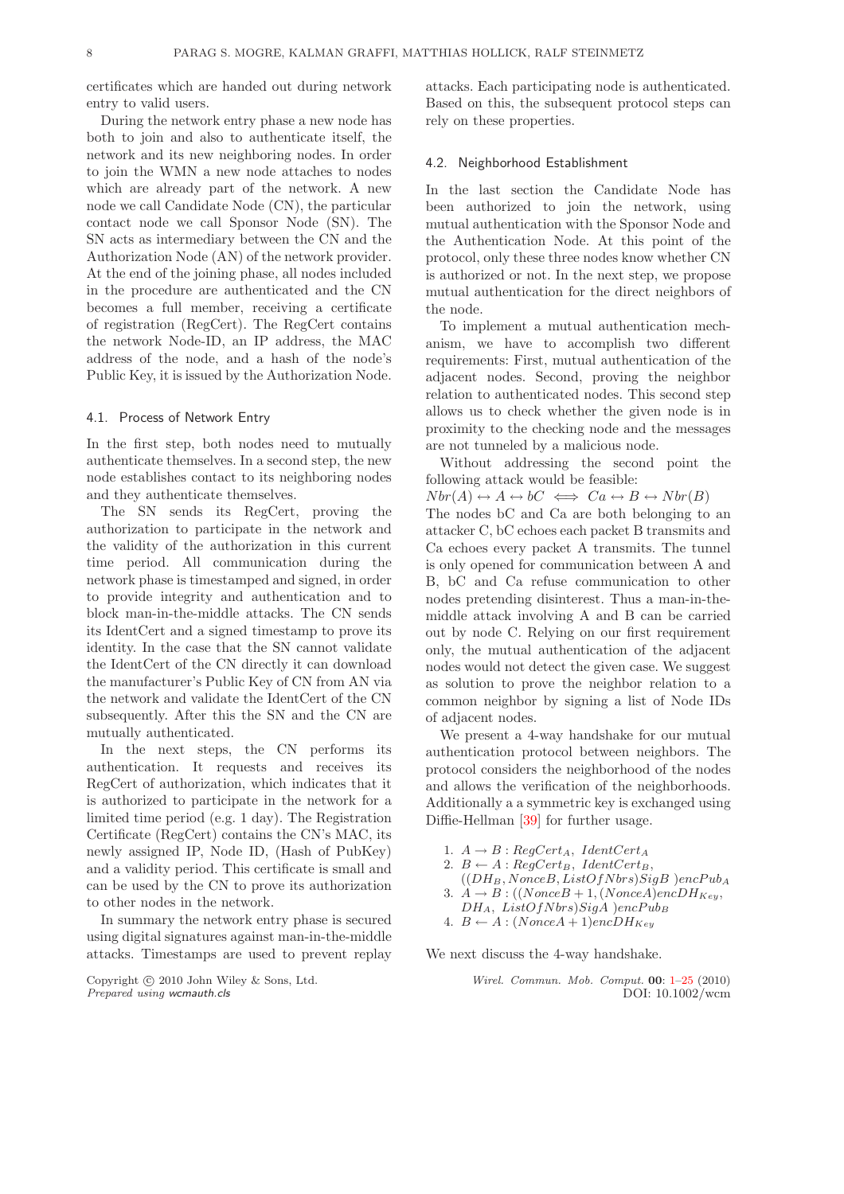certificates which are handed out during network entry to valid users.

During the network entry phase a new node has both to join and also to authenticate itself, the network and its new neighboring nodes. In order to join the WMN a new node attaches to nodes which are already part of the network. A new node we call Candidate Node (CN), the particular contact node we call Sponsor Node (SN). The SN acts as intermediary between the CN and the Authorization Node (AN) of the network provider. At the end of the joining phase, all nodes included in the procedure are authenticated and the CN becomes a full member, receiving a certificate of registration (RegCert). The RegCert contains the network Node-ID, an IP address, the MAC address of the node, and a hash of the node's Public Key, it is issued by the Authorization Node.

### 4.1. Process of Network Entry

In the first step, both nodes need to mutually authenticate themselves. In a second step, the new node establishes contact to its neighboring nodes and they authenticate themselves.

The SN sends its RegCert, proving the authorization to participate in the network and the validity of the authorization in this current time period. All communication during the network phase is timestamped and signed, in order to provide integrity and authentication and to block man-in-the-middle attacks. The CN sends its IdentCert and a signed timestamp to prove its identity. In the case that the SN cannot validate the IdentCert of the CN directly it can download the manufacturer's Public Key of CN from AN via the network and validate the IdentCert of the CN subsequently. After this the SN and the CN are mutually authenticated.

In the next steps, the CN performs its authentication. It requests and receives its RegCert of authorization, which indicates that it is authorized to participate in the network for a limited time period (e.g. 1 day). The Registration Certificate (RegCert) contains the CN's MAC, its newly assigned IP, Node ID, (Hash of PubKey) and a validity period. This certificate is small and can be used by the CN to prove its authorization to other nodes in the network.

In summary the network entry phase is secured using digital signatures against man-in-the-middle attacks. Timestamps are used to prevent replay attacks. Each participating node is authenticated. Based on this, the subsequent protocol steps can rely on these properties.

### 4.2. Neighborhood Establishment

In the last section the Candidate Node has been authorized to join the network, using mutual authentication with the Sponsor Node and the Authentication Node. At this point of the protocol, only these three nodes know whether CN is authorized or not. In the next step, we propose mutual authentication for the direct neighbors of the node.

To implement a mutual authentication mechanism, we have to accomplish two different requirements: First, mutual authentication of the adjacent nodes. Second, proving the neighbor relation to authenticated nodes. This second step allows us to check whether the given node is in proximity to the checking node and the messages are not tunneled by a malicious node.

Without addressing the second point the following attack would be feasible:
$Nbr(A) \leftrightarrow A \leftrightarrow bC \iff Ca \leftrightarrow B \leftrightarrow Nbr(B)$
The nodes bC and Ca are both belonging to an attacker C, bC echoes each packet B transmits and Ca echoes every packet A transmits. The tunnel is only opened for communication between A and B, bC and Ca refuse communication to other nodes pretending disinterest. Thus a man-in-the-middle attack involving A and B can be carried out by node C. Relying on our first requirement only, the mutual authentication of the adjacent nodes would not detect the given case. We suggest as solution to prove the neighbor relation to a common neighbor by signing a list of Node IDs of adjacent nodes.

We present a 4-way handshake for our mutual authentication protocol between neighbors. The protocol considers the neighborhood of the nodes and allows the verification of the neighborhoods. Additionally a a symmetric key is exchanged using Diffie-Hellman [39] for further usage.

1. $A \rightarrow B : RegCert_A,\ IdentCert_A$
2. $B \leftarrow A : RegCert_B,\ IdentCert_B,$ $((DH_B, NonceB, ListOfNbrs)SigB\ )encPub_A$
3. $A \rightarrow B : ((NonceB + 1, (NonceA)encDH_{Key},$ $DH_A,\ ListOfNbrs)SigA\ )encPub_B$
4. $B \leftarrow A : (NonceA + 1)encDH_{Key}$

We next discuss the 4-way handshake.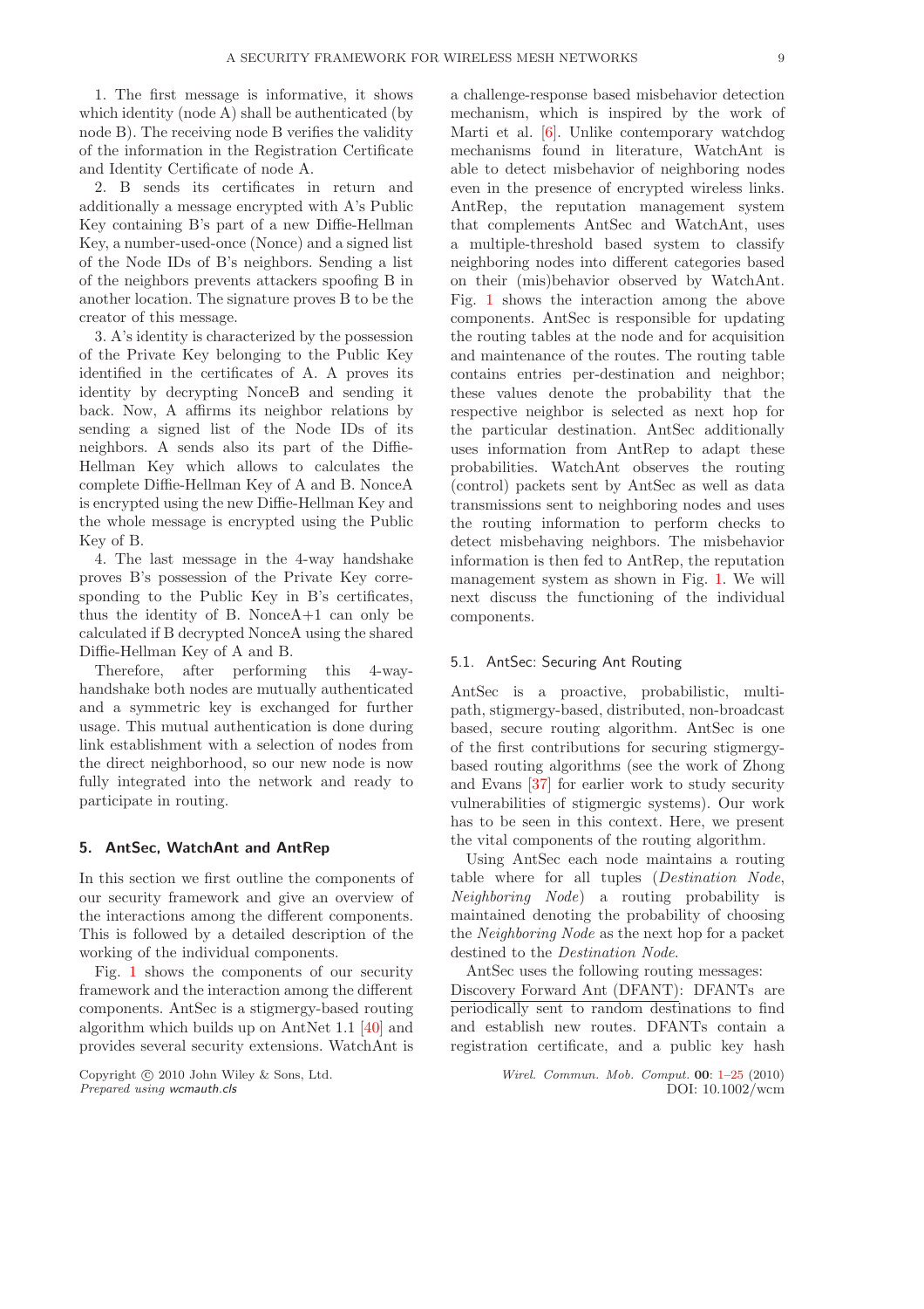1. The first message is informative, it shows which identity (node A) shall be authenticated (by node B). The receiving node B verifies the validity of the information in the Registration Certificate and Identity Certificate of node A.

2. B sends its certificates in return and additionally a message encrypted with A's Public Key containing B's part of a new Diffie-Hellman Key, a number-used-once (Nonce) and a signed list of the Node IDs of B's neighbors. Sending a list of the neighbors prevents attackers spoofing B in another location. The signature proves B to be the creator of this message.

3. A's identity is characterized by the possession of the Private Key belonging to the Public Key identified in the certificates of A. A proves its identity by decrypting NonceB and sending it back. Now, A affirms its neighbor relations by sending a signed list of the Node IDs of its neighbors. A sends also its part of the Diffie-Hellman Key which allows to calculates the complete Diffie-Hellman Key of A and B. NonceA is encrypted using the new Diffie-Hellman Key and the whole message is encrypted using the Public Key of B.

4. The last message in the 4-way handshake proves B's possession of the Private Key corresponding to the Public Key in B's certificates, thus the identity of B. NonceA+1 can only be calculated if B decrypted NonceA using the shared Diffie-Hellman Key of A and B.

Therefore, after performing this 4-way-handshake both nodes are mutually authenticated and a symmetric key is exchanged for further usage. This mutual authentication is done during link establishment with a selection of nodes from the direct neighborhood, so our new node is now fully integrated into the network and ready to participate in routing.

## 5. AntSec, WatchAnt and AntRep

In this section we first outline the components of our security framework and give an overview of the interactions among the different components. This is followed by a detailed description of the working of the individual components.

Fig. 1 shows the components of our security framework and the interaction among the different components. AntSec is a stigmergy-based routing algorithm which builds up on AntNet 1.1 [40] and provides several security extensions. WatchAnt is a challenge-response based misbehavior detection mechanism, which is inspired by the work of Marti et al. [6]. Unlike contemporary watchdog mechanisms found in literature, WatchAnt is able to detect misbehavior of neighboring nodes even in the presence of encrypted wireless links. AntRep, the reputation management system that complements AntSec and WatchAnt, uses a multiple-threshold based system to classify neighboring nodes into different categories based on their (mis)behavior observed by WatchAnt. Fig. 1 shows the interaction among the above components. AntSec is responsible for updating the routing tables at the node and for acquisition and maintenance of the routes. The routing table contains entries per-destination and neighbor; these values denote the probability that the respective neighbor is selected as next hop for the particular destination. AntSec additionally uses information from AntRep to adapt these probabilities. WatchAnt observes the routing (control) packets sent by AntSec as well as data transmissions sent to neighboring nodes and uses the routing information to perform checks to detect misbehaving neighbors. The misbehavior information is then fed to AntRep, the reputation management system as shown in Fig. 1. We will next discuss the functioning of the individual components.

### 5.1. AntSec: Securing Ant Routing

AntSec is a proactive, probabilistic, multi-path, stigmergy-based, distributed, non-broadcast based, secure routing algorithm. AntSec is one of the first contributions for securing stigmergy-based routing algorithms (see the work of Zhong and Evans [37] for earlier work to study security vulnerabilities of stigmergic systems). Our work has to be seen in this context. Here, we present the vital components of the routing algorithm.

Using AntSec each node maintains a routing table where for all tuples (*Destination Node*, *Neighboring Node*) a routing probability is maintained denoting the probability of choosing the *Neighboring Node* as the next hop for a packet destined to the *Destination Node*.

AntSec uses the following routing messages:

<u>Discovery Forward Ant (DFANT):</u> DFANTs are periodically sent to random destinations to find and establish new routes. DFANTs contain a registration certificate, and a public key hash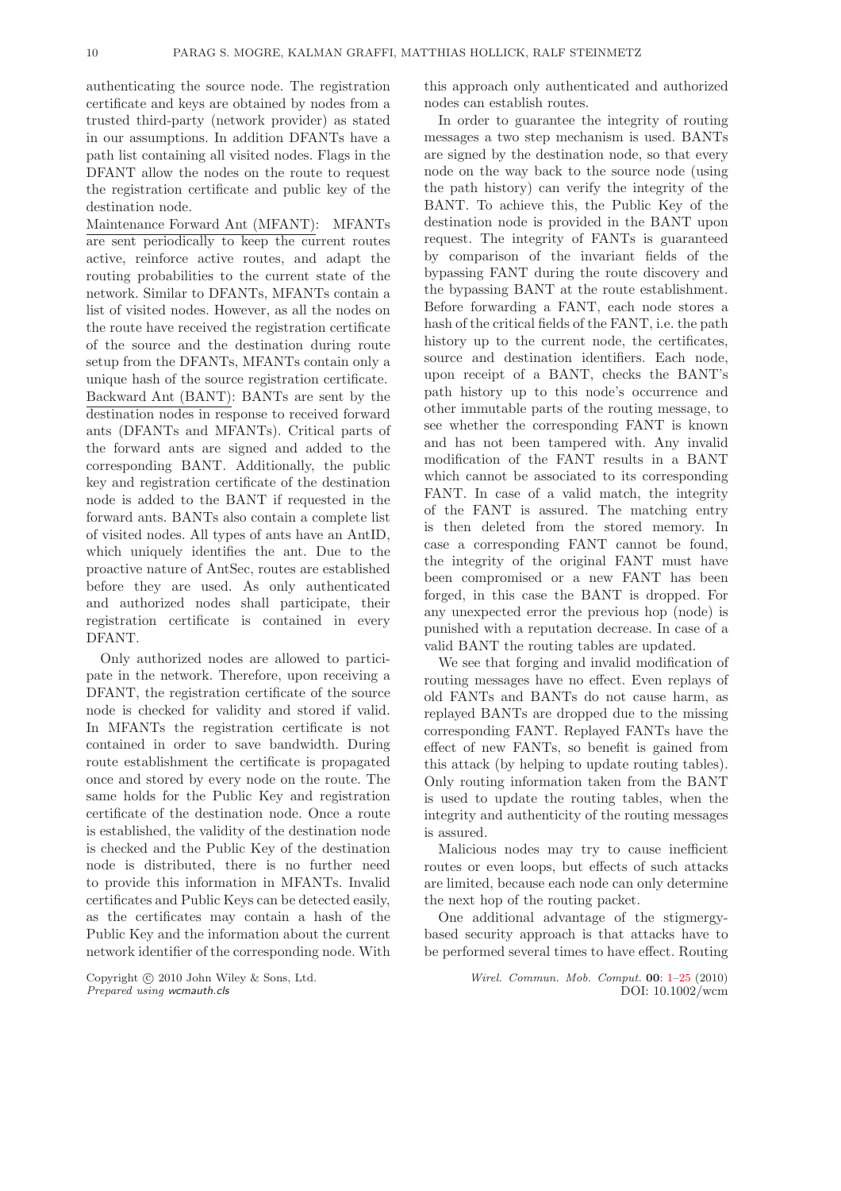authenticating the source node. The registration certificate and keys are obtained by nodes from a trusted third-party (network provider) as stated in our assumptions. In addition DFANTs have a path list containing all visited nodes. Flags in the DFANT allow the nodes on the route to request the registration certificate and public key of the destination node.

Maintenance Forward Ant (MFANT): MFANTs are sent periodically to keep the current routes active, reinforce active routes, and adapt the routing probabilities to the current state of the network. Similar to DFANTs, MFANTs contain a list of visited nodes. However, as all the nodes on the route have received the registration certificate of the source and the destination during route setup from the DFANTs, MFANTs contain only a unique hash of the source registration certificate.

Backward Ant (BANT): BANTs are sent by the destination nodes in response to received forward ants (DFANTs and MFANTs). Critical parts of the forward ants are signed and added to the corresponding BANT. Additionally, the public key and registration certificate of the destination node is added to the BANT if requested in the forward ants. BANTs also contain a complete list of visited nodes. All types of ants have an AntID, which uniquely identifies the ant. Due to the proactive nature of AntSec, routes are established before they are used. As only authenticated and authorized nodes shall participate, their registration certificate is contained in every DFANT.

Only authorized nodes are allowed to participate in the network. Therefore, upon receiving a DFANT, the registration certificate of the source node is checked for validity and stored if valid. In MFANTs the registration certificate is not contained in order to save bandwidth. During route establishment the certificate is propagated once and stored by every node on the route. The same holds for the Public Key and registration certificate of the destination node. Once a route is established, the validity of the destination node is checked and the Public Key of the destination node is distributed, there is no further need to provide this information in MFANTs. Invalid certificates and Public Keys can be detected easily, as the certificates may contain a hash of the Public Key and the information about the current network identifier of the corresponding node. With this approach only authenticated and authorized nodes can establish routes.

In order to guarantee the integrity of routing messages a two step mechanism is used. BANTs are signed by the destination node, so that every node on the way back to the source node (using the path history) can verify the integrity of the BANT. To achieve this, the Public Key of the destination node is provided in the BANT upon request. The integrity of FANTs is guaranteed by comparison of the invariant fields of the bypassing FANT during the route discovery and the bypassing BANT at the route establishment. Before forwarding a FANT, each node stores a hash of the critical fields of the FANT, i.e. the path history up to the current node, the certificates, source and destination identifiers. Each node, upon receipt of a BANT, checks the BANT's path history up to this node's occurrence and other immutable parts of the routing message, to see whether the corresponding FANT is known and has not been tampered with. Any invalid modification of the FANT results in a BANT which cannot be associated to its corresponding FANT. In case of a valid match, the integrity of the FANT is assured. The matching entry is then deleted from the stored memory. In case a corresponding FANT cannot be found, the integrity of the original FANT must have been compromised or a new FANT has been forged, in this case the BANT is dropped. For any unexpected error the previous hop (node) is punished with a reputation decrease. In case of a valid BANT the routing tables are updated.

We see that forging and invalid modification of routing messages have no effect. Even replays of old FANTs and BANTs do not cause harm, as replayed BANTs are dropped due to the missing corresponding FANT. Replayed FANTs have the effect of new FANTs, so benefit is gained from this attack (by helping to update routing tables). Only routing information taken from the BANT is used to update the routing tables, when the integrity and authenticity of the routing messages is assured.

Malicious nodes may try to cause inefficient routes or even loops, but effects of such attacks are limited, because each node can only determine the next hop of the routing packet.

One additional advantage of the stigmergy-based security approach is that attacks have to be performed several times to have effect. Routing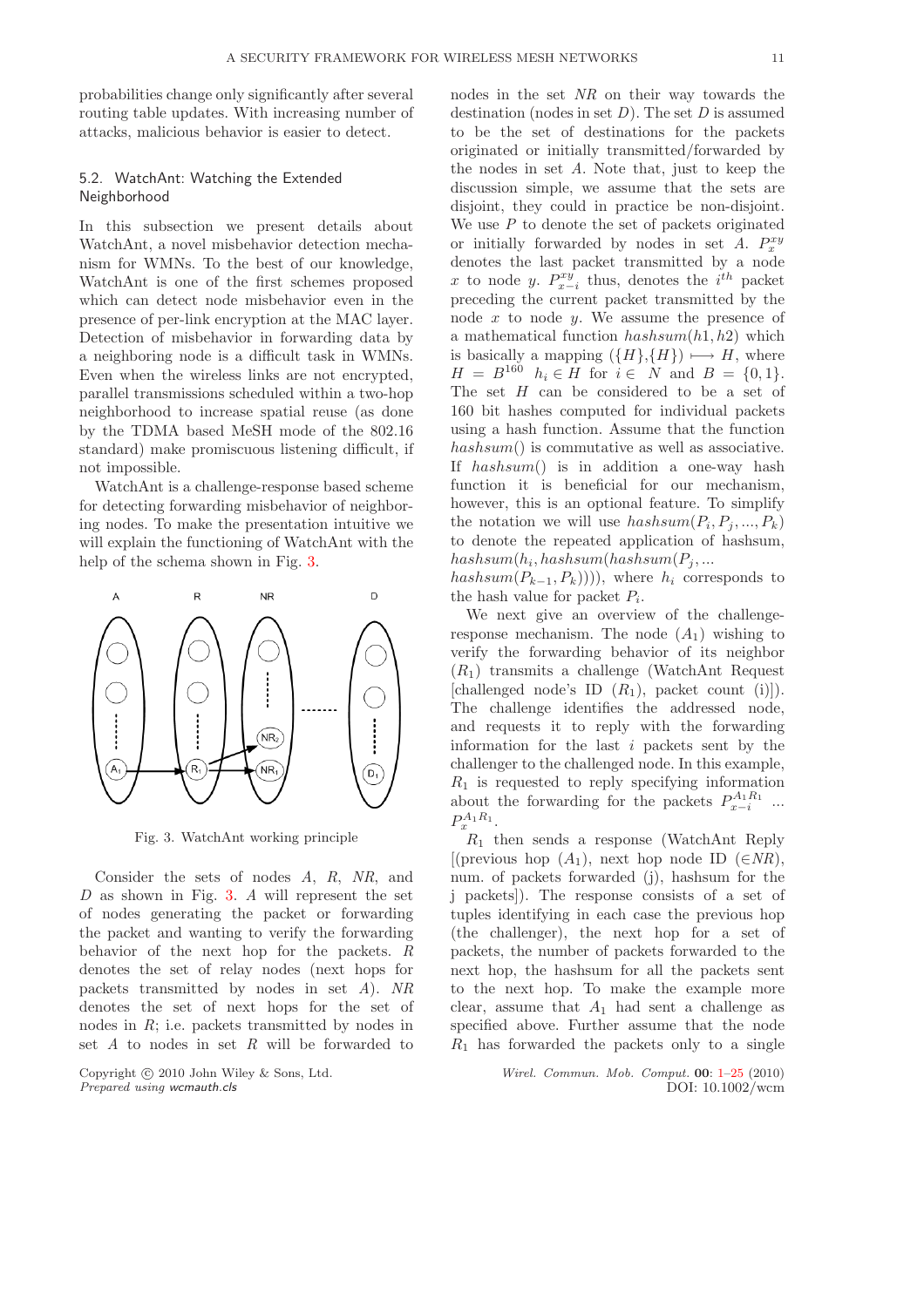probabilities change only significantly after several routing table updates. With increasing number of attacks, malicious behavior is easier to detect.

### 5.2. WatchAnt: Watching the Extended Neighborhood

In this subsection we present details about WatchAnt, a novel misbehavior detection mechanism for WMNs. To the best of our knowledge, WatchAnt is one of the first schemes proposed which can detect node misbehavior even in the presence of per-link encryption at the MAC layer. Detection of misbehavior in forwarding data by a neighboring node is a difficult task in WMNs. Even when the wireless links are not encrypted, parallel transmissions scheduled within a two-hop neighborhood to increase spatial reuse (as done by the TDMA based MeSH mode of the 802.16 standard) make promiscuous listening difficult, if not impossible.

WatchAnt is a challenge-response based scheme for detecting forwarding misbehavior of neighboring nodes. To make the presentation intuitive we will explain the functioning of WatchAnt with the help of the schema shown in Fig. 3.

Fig. 3. WatchAnt working principle

Consider the sets of nodes $A$, $R$, $NR$, and $D$ as shown in Fig. 3. $A$ will represent the set of nodes generating the packet or forwarding the packet and wanting to verify the forwarding behavior of the next hop for the packets. $R$ denotes the set of relay nodes (next hops for packets transmitted by nodes in set $A$). $NR$ denotes the set of next hops for the set of nodes in $R$; i.e. packets transmitted by nodes in set $A$ to nodes in set $R$ will be forwarded to nodes in the set $NR$ on their way towards the destination (nodes in set $D$). The set $D$ is assumed to be the set of destinations for the packets originated or initially transmitted/forwarded by the nodes in set $A$. Note that, just to keep the discussion simple, we assume that the sets are disjoint, they could in practice be non-disjoint. We use $P$ to denote the set of packets originated or initially forwarded by nodes in set $A$. $P_x^{xy}$ denotes the last packet transmitted by a node $x$ to node $y$. $P_{x-i}^{xy}$ thus, denotes the $i^{th}$ packet preceding the current packet transmitted by the node $x$ to node $y$. We assume the presence of a mathematical function $hashsum(h1, h2)$ which is basically a mapping $(\{H\},\{H\}) \longmapsto H$, where $H = B^{160}$ $h_i \in H$ for $i \in N$ and $B = \{0, 1\}$. The set $H$ can be considered to be a set of 160 bit hashes computed for individual packets using a hash function. Assume that the function $hashsum()$ is commutative as well as associative. If $hashsum()$ is in addition a one-way hash function it is beneficial for our mechanism, however, this is an optional feature. To simplify the notation we will use $hashsum(P_i, P_j, ..., P_k)$ to denote the repeated application of hashsum, $hashsum(h_i, hashsum(hashsum(P_j, ...$ $hashsum(P_{k-1}, P_k))))$, where $h_i$ corresponds to the hash value for packet $P_i$.

We next give an overview of the challenge-response mechanism. The node ($A_1$) wishing to verify the forwarding behavior of its neighbor ($R_1$) transmits a challenge (WatchAnt Request [challenged node's ID ($R_1$), packet count (i)]). The challenge identifies the addressed node, and requests it to reply with the forwarding information for the last $i$ packets sent by the challenger to the challenged node. In this example, $R_1$ is requested to reply specifying information about the forwarding for the packets $P_{x-i}^{A_1R_1}$ ... $P_x^{A_1R_1}$.

$R_1$ then sends a response (WatchAnt Reply [(previous hop ($A_1$), next hop node ID ($\in NR$), num. of packets forwarded (j), hashsum for the j packets]). The response consists of a set of tuples identifying in each case the previous hop (the challenger), the next hop for a set of packets, the number of packets forwarded to the next hop, the hashsum for all the packets sent to the next hop. To make the example more clear, assume that $A_1$ had sent a challenge as specified above. Further assume that the node $R_1$ has forwarded the packets only to a single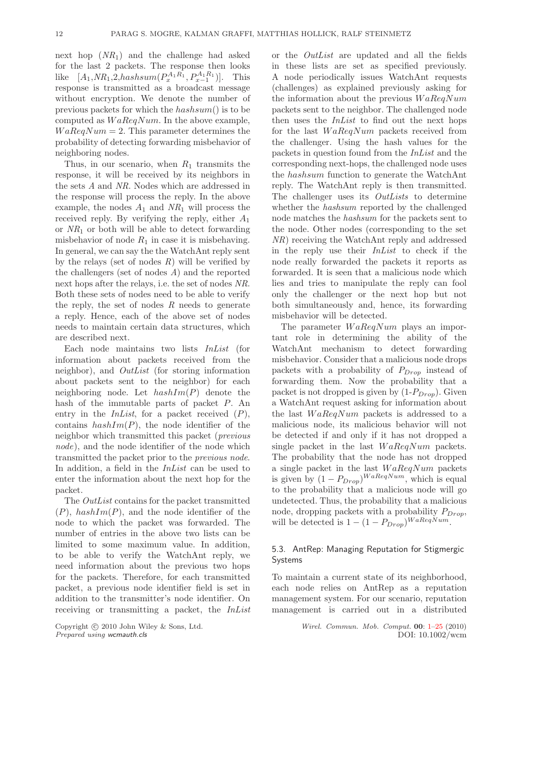next hop ($NR_1$) and the challenge had asked for the last 2 packets. The response then looks like $[A_1, NR_1, 2, hashsum(P_x^{A_1R_1}, P_{x-1}^{A_1R_1})]$. This response is transmitted as a broadcast message without encryption. We denote the number of previous packets for which the *hashsum*() is to be computed as $WaReqNum$. In the above example, $WaReqNum = 2$. This parameter determines the probability of detecting forwarding misbehavior of neighboring nodes.

Thus, in our scenario, when $R_1$ transmits the response, it will be received by its neighbors in the sets $A$ and $NR$. Nodes which are addressed in the response will process the reply. In the above example, the nodes $A_1$ and $NR_1$ will process the received reply. By verifying the reply, either $A_1$ or $NR_1$ or both will be able to detect forwarding misbehavior of node $R_1$ in case it is misbehaving. In general, we can say the the WatchAnt reply sent by the relays (set of nodes $R$) will be verified by the challengers (set of nodes $A$) and the reported next hops after the relays, i.e. the set of nodes $NR$. Both these sets of nodes need to be able to verify the reply, the set of nodes $R$ needs to generate a reply. Hence, each of the above set of nodes needs to maintain certain data structures, which are described next.

Each node maintains two lists *InList* (for information about packets received from the neighbor), and *OutList* (for storing information about packets sent to the neighbor) for each neighboring node. Let $hashIm(P)$ denote the hash of the immutable parts of packet $P$. An entry in the *InList*, for a packet received ($P$), contains $hashIm(P)$, the node identifier of the neighbor which transmitted this packet (*previous node*), and the node identifier of the node which transmitted the packet prior to the *previous node*. In addition, a field in the *InList* can be used to enter the information about the next hop for the packet.

The *OutList* contains for the packet transmitted ($P$), $hashIm(P)$, and the node identifier of the node to which the packet was forwarded. The number of entries in the above two lists can be limited to some maximum value. In addition, to be able to verify the WatchAnt reply, we need information about the previous two hops for the packets. Therefore, for each transmitted packet, a previous node identifier field is set in addition to the transmitter's node identifier. On receiving or transmitting a packet, the *InList* or the *OutList* are updated and all the fields in these lists are set as specified previously. A node periodically issues WatchAnt requests (challenges) as explained previously asking for the information about the previous $WaReqNum$ packets sent to the neighbor. The challenged node then uses the *InList* to find out the next hops for the last $WaReqNum$ packets received from the challenger. Using the hash values for the packets in question found from the *InList* and the corresponding next-hops, the challenged node uses the *hashsum* function to generate the WatchAnt reply. The WatchAnt reply is then transmitted. The challenger uses its *OutLists* to determine whether the *hashsum* reported by the challenged node matches the *hashsum* for the packets sent to the node. Other nodes (corresponding to the set $NR$) receiving the WatchAnt reply and addressed in the reply use their *InList* to check if the node really forwarded the packets it reports as forwarded. It is seen that a malicious node which lies and tries to manipulate the reply can fool only the challenger or the next hop but not both simultaneously and, hence, its forwarding misbehavior will be detected.

The parameter $WaReqNum$ plays an important role in determining the ability of the WatchAnt mechanism to detect forwarding misbehavior. Consider that a malicious node drops packets with a probability of $P_{Drop}$ instead of forwarding them. Now the probability that a packet is not dropped is given by ($1$-$P_{Drop}$). Given a WatchAnt request asking for information about the last $WaReqNum$ packets is addressed to a malicious node, its malicious behavior will not be detected if and only if it has not dropped a single packet in the last $WaReqNum$ packets. The probability that the node has not dropped a single packet in the last $WaReqNum$ packets is given by $(1 - P_{Drop})^{WaReqNum}$, which is equal to the probability that a malicious node will go undetected. Thus, the probability that a malicious node, dropping packets with a probability $P_{Drop}$, will be detected is $1 - (1 - P_{Drop})^{WaReqNum}$.

### 5.3. AntRep: Managing Reputation for Stigmergic Systems

To maintain a current state of its neighborhood, each node relies on AntRep as a reputation management system. For our scenario, reputation management is carried out in a distributed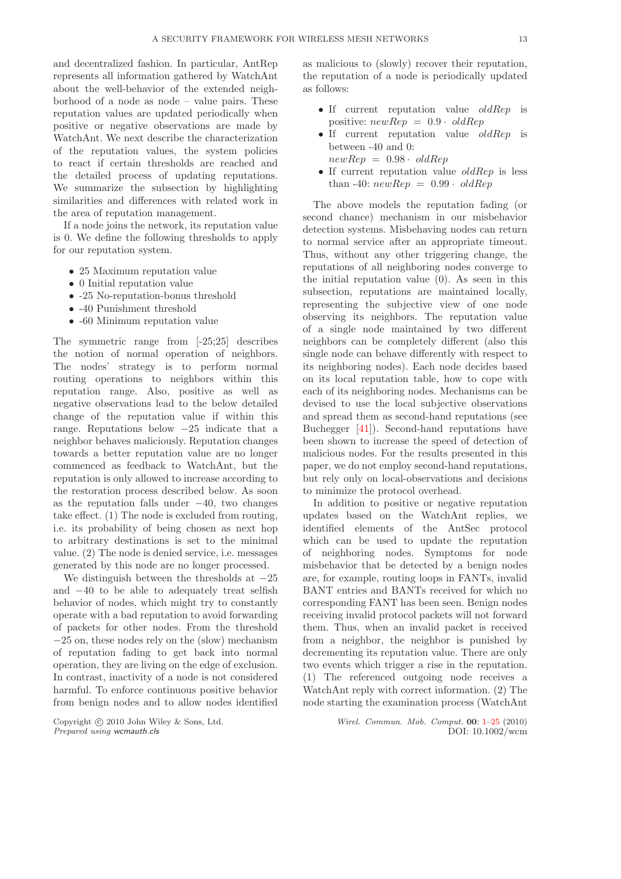and decentralized fashion. In particular, AntRep represents all information gathered by WatchAnt about the well-behavior of the extended neighborhood of a node as node – value pairs. These reputation values are updated periodically when positive or negative observations are made by WatchAnt. We next describe the characterization of the reputation values, the system policies to react if certain thresholds are reached and the detailed process of updating reputations. We summarize the subsection by highlighting similarities and differences with related work in the area of reputation management.

If a node joins the network, its reputation value is 0. We define the following thresholds to apply for our reputation system.

- 25 Maximum reputation value
- 0 Initial reputation value
- -25 No-reputation-bonus threshold
- -40 Punishment threshold
- -60 Minimum reputation value

The symmetric range from [-25;25] describes the notion of normal operation of neighbors. The nodes' strategy is to perform normal routing operations to neighbors within this reputation range. Also, positive as well as negative observations lead to the below detailed change of the reputation value if within this range. Reputations below $-25$ indicate that a neighbor behaves maliciously. Reputation changes towards a better reputation value are no longer commenced as feedback to WatchAnt, but the reputation is only allowed to increase according to the restoration process described below. As soon as the reputation falls under $-40$, two changes take effect. (1) The node is excluded from routing, i.e. its probability of being chosen as next hop to arbitrary destinations is set to the minimal value. (2) The node is denied service, i.e. messages generated by this node are no longer processed.

We distinguish between the thresholds at $-25$ and $-40$ to be able to adequately treat selfish behavior of nodes, which might try to constantly operate with a bad reputation to avoid forwarding of packets for other nodes. From the threshold $-25$ on, these nodes rely on the (slow) mechanism of reputation fading to get back into normal operation, they are living on the edge of exclusion. In contrast, inactivity of a node is not considered harmful. To enforce continuous positive behavior from benign nodes and to allow nodes identified as malicious to (slowly) recover their reputation, the reputation of a node is periodically updated as follows:

- If current reputation value $oldRep$ is positive: $newRep = 0.9 \cdot oldRep$
- If current reputation value $oldRep$ is between -40 and 0: $newRep = 0.98 \cdot oldRep$
- If current reputation value $oldRep$ is less than -40: $newRep = 0.99 \cdot oldRep$

The above models the reputation fading (or second chance) mechanism in our misbehavior detection systems. Misbehaving nodes can return to normal service after an appropriate timeout. Thus, without any other triggering change, the reputations of all neighboring nodes converge to the initial reputation value (0). As seen in this subsection, reputations are maintained locally, representing the subjective view of one node observing its neighbors. The reputation value of a single node maintained by two different neighbors can be completely different (also this single node can behave differently with respect to its neighboring nodes). Each node decides based on its local reputation table, how to cope with each of its neighboring nodes. Mechanisms can be devised to use the local subjective observations and spread them as second-hand reputations (see Buchegger [41]). Second-hand reputations have been shown to increase the speed of detection of malicious nodes. For the results presented in this paper, we do not employ second-hand reputations, but rely only on local-observations and decisions to minimize the protocol overhead.

In addition to positive or negative reputation updates based on the WatchAnt replies, we identified elements of the AntSec protocol which can be used to update the reputation of neighboring nodes. Symptoms for node misbehavior that be detected by a benign nodes are, for example, routing loops in FANTs, invalid BANT entries and BANTs received for which no corresponding FANT has been seen. Benign nodes receiving invalid protocol packets will not forward them. Thus, when an invalid packet is received from a neighbor, the neighbor is punished by decrementing its reputation value. There are only two events which trigger a rise in the reputation. (1) The referenced outgoing node receives a WatchAnt reply with correct information. (2) The node starting the examination process (WatchAnt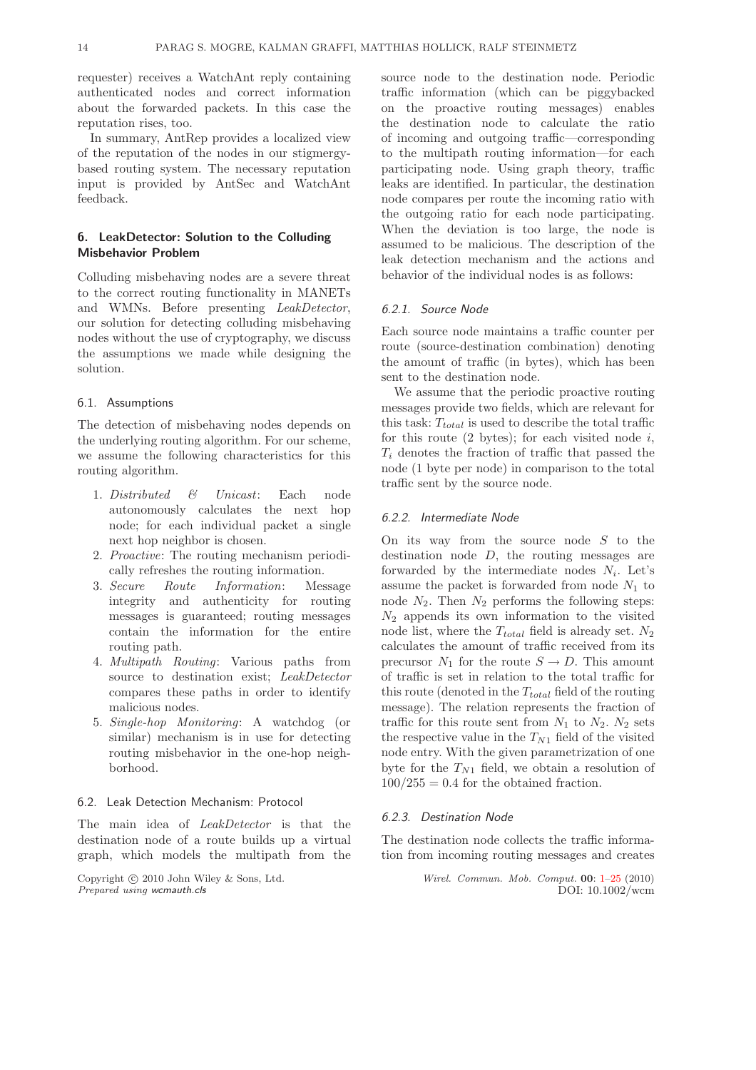requester) receives a WatchAnt reply containing authenticated nodes and correct information about the forwarded packets. In this case the reputation rises, too.

In summary, AntRep provides a localized view of the reputation of the nodes in our stigmergy-based routing system. The necessary reputation input is provided by AntSec and WatchAnt feedback.

## 6. LeakDetector: Solution to the Colluding Misbehavior Problem

Colluding misbehaving nodes are a severe threat to the correct routing functionality in MANETs and WMNs. Before presenting *LeakDetector*, our solution for detecting colluding misbehaving nodes without the use of cryptography, we discuss the assumptions we made while designing the solution.

### 6.1. Assumptions

The detection of misbehaving nodes depends on the underlying routing algorithm. For our scheme, we assume the following characteristics for this routing algorithm.

1. *Distributed & Unicast*: Each node autonomously calculates the next hop node; for each individual packet a single next hop neighbor is chosen.
2. *Proactive*: The routing mechanism periodically refreshes the routing information.
3. *Secure Route Information*: Message integrity and authenticity for routing messages is guaranteed; routing messages contain the information for the entire routing path.
4. *Multipath Routing*: Various paths from source to destination exist; *LeakDetector* compares these paths in order to identify malicious nodes.
5. *Single-hop Monitoring*: A watchdog (or similar) mechanism is in use for detecting routing misbehavior in the one-hop neighborhood.

### 6.2. Leak Detection Mechanism: Protocol

The main idea of *LeakDetector* is that the destination node of a route builds up a virtual graph, which models the multipath from the source node to the destination node. Periodic traffic information (which can be piggybacked on the proactive routing messages) enables the destination node to calculate the ratio of incoming and outgoing traffic—corresponding to the multipath routing information—for each participating node. Using graph theory, traffic leaks are identified. In particular, the destination node compares per route the incoming ratio with the outgoing ratio for each node participating. When the deviation is too large, the node is assumed to be malicious. The description of the leak detection mechanism and the actions and behavior of the individual nodes is as follows:

#### 6.2.1. Source Node

Each source node maintains a traffic counter per route (source-destination combination) denoting the amount of traffic (in bytes), which has been sent to the destination node.

We assume that the periodic proactive routing messages provide two fields, which are relevant for this task: $T_{total}$ is used to describe the total traffic for this route (2 bytes); for each visited node $i$, $T_i$ denotes the fraction of traffic that passed the node (1 byte per node) in comparison to the total traffic sent by the source node.

#### 6.2.2. Intermediate Node

On its way from the source node $S$ to the destination node $D$, the routing messages are forwarded by the intermediate nodes $N_i$. Let's assume the packet is forwarded from node $N_1$ to node $N_2$. Then $N_2$ performs the following steps: $N_2$ appends its own information to the visited node list, where the $T_{total}$ field is already set. $N_2$ calculates the amount of traffic received from its precursor $N_1$ for the route $S \rightarrow D$. This amount of traffic is set in relation to the total traffic for this route (denoted in the $T_{total}$ field of the routing message). The relation represents the fraction of traffic for this route sent from $N_1$ to $N_2$. $N_2$ sets the respective value in the $T_{N1}$ field of the visited node entry. With the given parametrization of one byte for the $T_{N1}$ field, we obtain a resolution of $100/255 = 0.4$ for the obtained fraction.

#### 6.2.3. Destination Node

The destination node collects the traffic information from incoming routing messages and creates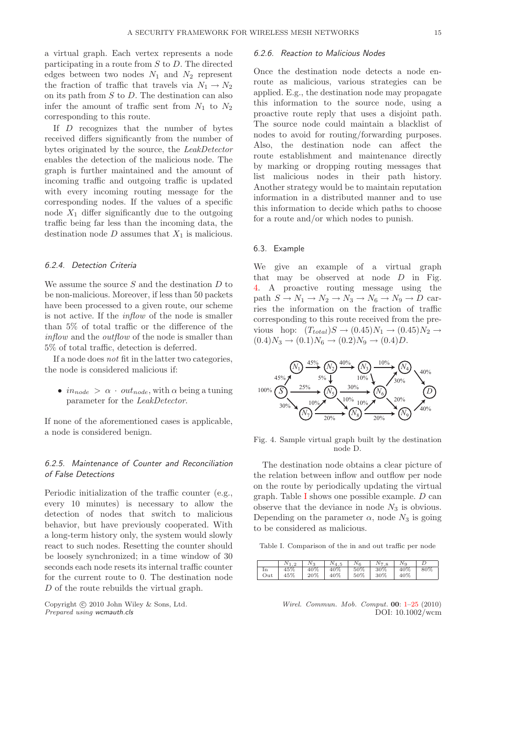a virtual graph. Each vertex represents a node participating in a route from $S$ to $D$. The directed edges between two nodes $N_1$ and $N_2$ represent the fraction of traffic that travels via $N_1 \rightarrow N_2$ on its path from $S$ to $D$. The destination can also infer the amount of traffic sent from $N_1$ to $N_2$ corresponding to this route.

If $D$ recognizes that the number of bytes received differs significantly from the number of bytes originated by the source, the *LeakDetector* enables the detection of the malicious node. The graph is further maintained and the amount of incoming traffic and outgoing traffic is updated with every incoming routing message for the corresponding nodes. If the values of a specific node $X_1$ differ significantly due to the outgoing traffic being far less than the incoming data, the destination node $D$ assumes that $X_1$ is malicious.

#### 6.2.4. Detection Criteria

We assume the source $S$ and the destination $D$ to be non-malicious. Moreover, if less than 50 packets have been processed to a given route, our scheme is not active. If the *inflow* of the node is smaller than 5% of total traffic or the difference of the *inflow* and the *outflow* of the node is smaller than 5% of total traffic, detection is deferred.

If a node does *not* fit in the latter two categories, the node is considered malicious if:

- $in_{node} > \alpha \cdot out_{node}$, with $\alpha$ being a tuning parameter for the *LeakDetector*.

If none of the aforementioned cases is applicable, a node is considered benign.

#### 6.2.5. Maintenance of Counter and Reconciliation of False Detections

Periodic initialization of the traffic counter (e.g., every 10 minutes) is necessary to allow the detection of nodes that switch to malicious behavior, but have previously cooperated. With a long-term history only, the system would slowly react to such nodes. Resetting the counter should be loosely synchronized; in a time window of 30 seconds each node resets its internal traffic counter for the current route to 0. The destination node $D$ of the route rebuilds the virtual graph.

#### 6.2.6. Reaction to Malicious Nodes

Once the destination node detects a node en-route as malicious, various strategies can be applied. E.g., the destination node may propagate this information to the source node, using a proactive route reply that uses a disjoint path. The source node could maintain a blacklist of nodes to avoid for routing/forwarding purposes. Also, the destination node can affect the route establishment and maintenance directly by marking or dropping routing messages that list malicious nodes in their path history. Another strategy would be to maintain reputation information in a distributed manner and to use this information to decide which paths to choose for a route and/or which nodes to punish.

### 6.3. Example

We give an example of a virtual graph that may be observed at node $D$ in Fig. 4. A proactive routing message using the path $S \rightarrow N_1 \rightarrow N_2 \rightarrow N_3 \rightarrow N_6 \rightarrow N_9 \rightarrow D$ carries the information on the fraction of traffic corresponding to this route received from the previous hop: $(T_{total})S \rightarrow (0.45)N_1 \rightarrow (0.45)N_2 \rightarrow (0.4)N_3 \rightarrow (0.1)N_6 \rightarrow (0.2)N_9 \rightarrow (0.4)D$.

Fig. 4. Sample virtual graph built by the destination node D.

The destination node obtains a clear picture of the relation between inflow and outflow per node on the route by periodically updating the virtual graph. Table I shows one possible example. $D$ can observe that the deviance in node $N_3$ is obvious. Depending on the parameter $\alpha$, node $N_3$ is going to be considered as malicious.

Table I. Comparison of the in and out traffic per node

| | $N_{1,2}$ | $N_3$ | $N_{4,5}$ | $N_6$ | $N_{7,8}$ | $N_9$ | $D$ |
|---|---|---|---|---|---|---|---|
| In | 45% | 40% | 40% | 50% | 30% | 40% | 80% |
| Out | 45% | 20% | 40% | 50% | 30% | 40% | |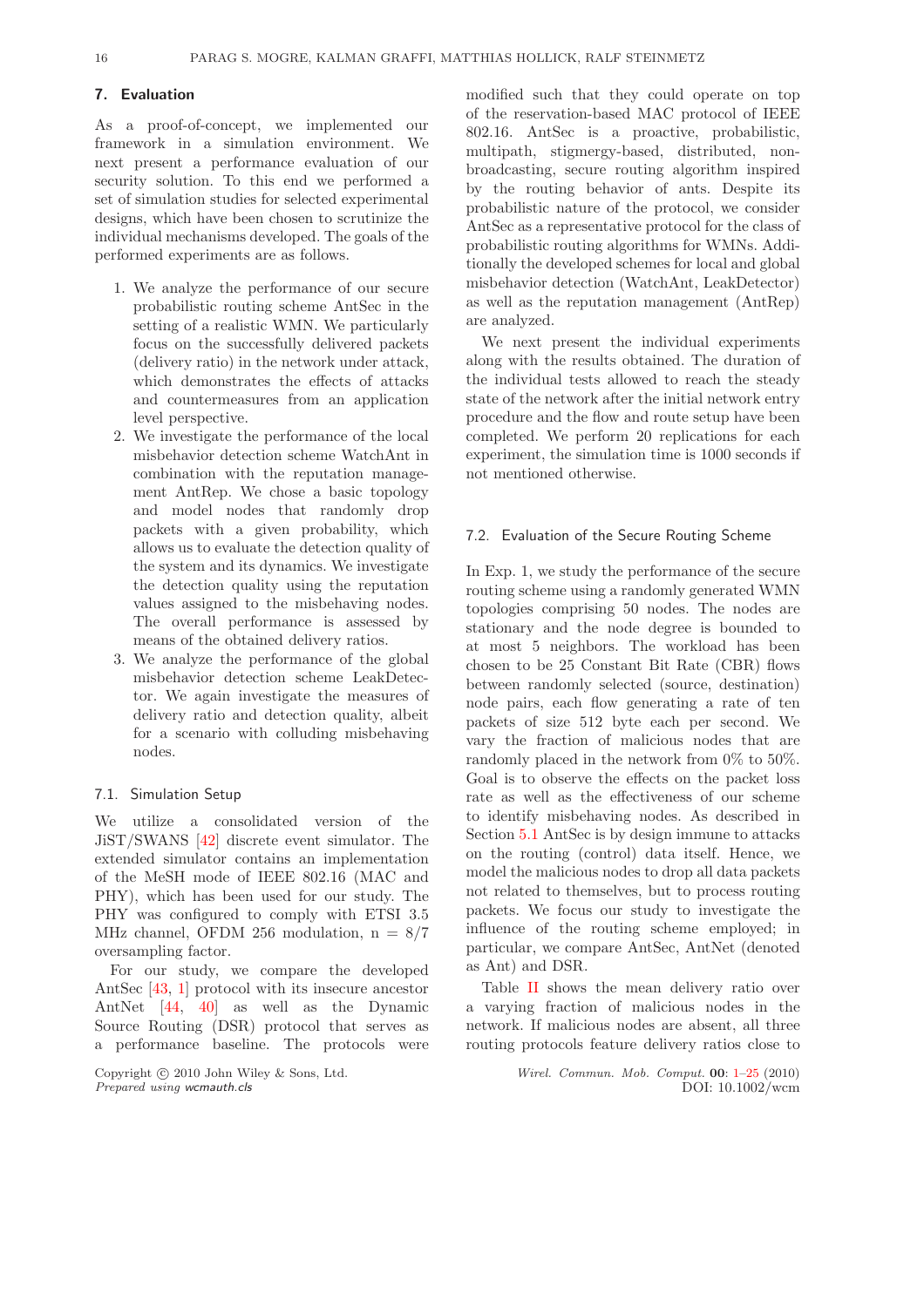## 7. Evaluation

As a proof-of-concept, we implemented our framework in a simulation environment. We next present a performance evaluation of our security solution. To this end we performed a set of simulation studies for selected experimental designs, which have been chosen to scrutinize the individual mechanisms developed. The goals of the performed experiments are as follows.

1. We analyze the performance of our secure probabilistic routing scheme AntSec in the setting of a realistic WMN. We particularly focus on the successfully delivered packets (delivery ratio) in the network under attack, which demonstrates the effects of attacks and countermeasures from an application level perspective.
2. We investigate the performance of the local misbehavior detection scheme WatchAnt in combination with the reputation management AntRep. We chose a basic topology and model nodes that randomly drop packets with a given probability, which allows us to evaluate the detection quality of the system and its dynamics. We investigate the detection quality using the reputation values assigned to the misbehaving nodes. The overall performance is assessed by means of the obtained delivery ratios.
3. We analyze the performance of the global misbehavior detection scheme LeakDetector. We again investigate the measures of delivery ratio and detection quality, albeit for a scenario with colluding misbehaving nodes.

### 7.1. Simulation Setup

We utilize a consolidated version of the JiST/SWANS [42] discrete event simulator. The extended simulator contains an implementation of the MeSH mode of IEEE 802.16 (MAC and PHY), which has been used for our study. The PHY was configured to comply with ETSI 3.5 MHz channel, OFDM 256 modulation, n = 8/7 oversampling factor.

For our study, we compare the developed AntSec [43, 1] protocol with its insecure ancestor AntNet [44, 40] as well as the Dynamic Source Routing (DSR) protocol that serves as a performance baseline. The protocols were modified such that they could operate on top of the reservation-based MAC protocol of IEEE 802.16. AntSec is a proactive, probabilistic, multipath, stigmergy-based, distributed, non-broadcasting, secure routing algorithm inspired by the routing behavior of ants. Despite its probabilistic nature of the protocol, we consider AntSec as a representative protocol for the class of probabilistic routing algorithms for WMNs. Additionally the developed schemes for local and global misbehavior detection (WatchAnt, LeakDetector) as well as the reputation management (AntRep) are analyzed.

We next present the individual experiments along with the results obtained. The duration of the individual tests allowed to reach the steady state of the network after the initial network entry procedure and the flow and route setup have been completed. We perform 20 replications for each experiment, the simulation time is 1000 seconds if not mentioned otherwise.

### 7.2. Evaluation of the Secure Routing Scheme

In Exp. 1, we study the performance of the secure routing scheme using a randomly generated WMN topologies comprising 50 nodes. The nodes are stationary and the node degree is bounded to at most 5 neighbors. The workload has been chosen to be 25 Constant Bit Rate (CBR) flows between randomly selected (source, destination) node pairs, each flow generating a rate of ten packets of size 512 byte each per second. We vary the fraction of malicious nodes that are randomly placed in the network from 0% to 50%. Goal is to observe the effects on the packet loss rate as well as the effectiveness of our scheme to identify misbehaving nodes. As described in Section 5.1 AntSec is by design immune to attacks on the routing (control) data itself. Hence, we model the malicious nodes to drop all data packets not related to themselves, but to process routing packets. We focus our study to investigate the influence of the routing scheme employed; in particular, we compare AntSec, AntNet (denoted as Ant) and DSR.

Table II shows the mean delivery ratio over a varying fraction of malicious nodes in the network. If malicious nodes are absent, all three routing protocols feature delivery ratios close to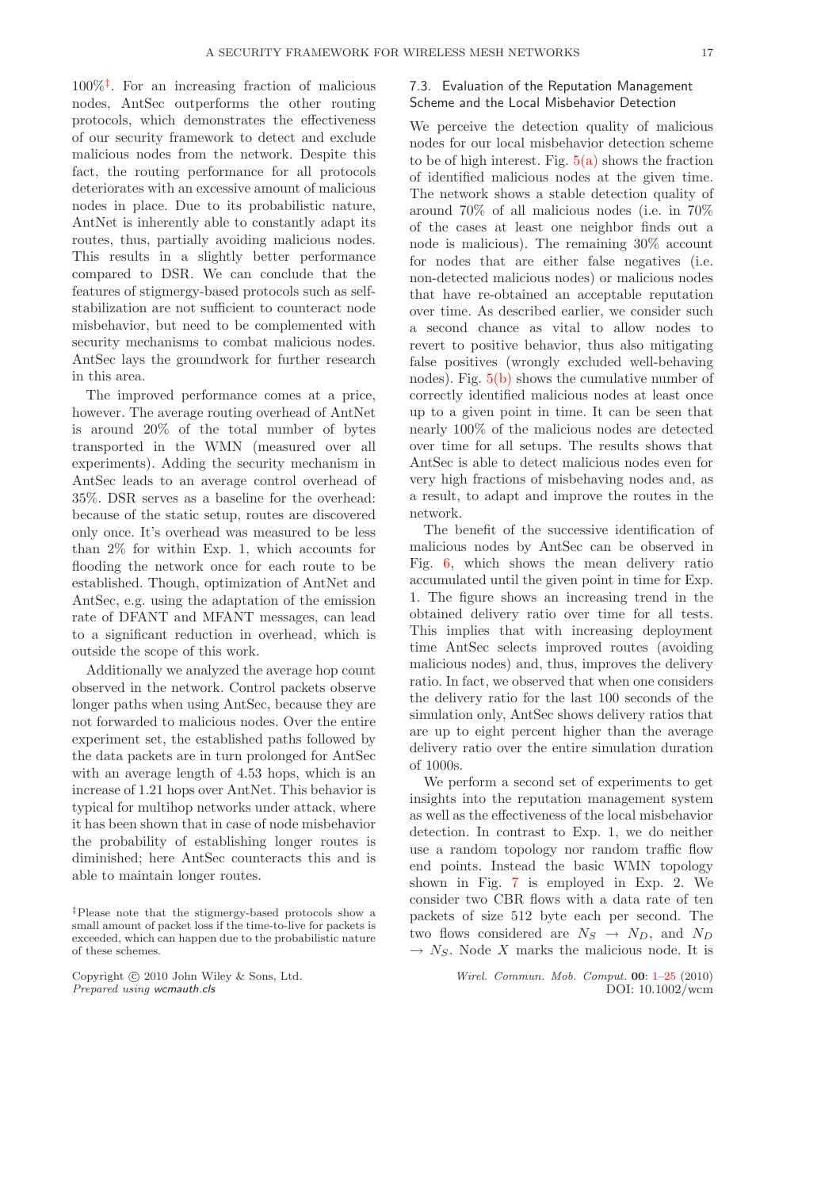100%[‡]. For an increasing fraction of malicious nodes, AntSec outperforms the other routing protocols, which demonstrates the effectiveness of our security framework to detect and exclude malicious nodes from the network. Despite this fact, the routing performance for all protocols deteriorates with an excessive amount of malicious nodes in place. Due to its probabilistic nature, AntNet is inherently able to constantly adapt its routes, thus, partially avoiding malicious nodes. This results in a slightly better performance compared to DSR. We can conclude that the features of stigmergy-based protocols such as self-stabilization are not sufficient to counteract node misbehavior, but need to be complemented with security mechanisms to combat malicious nodes. AntSec lays the groundwork for further research in this area.

The improved performance comes at a price, however. The average routing overhead of AntNet is around 20% of the total number of bytes transported in the WMN (measured over all experiments). Adding the security mechanism in AntSec leads to an average control overhead of 35%. DSR serves as a baseline for the overhead: because of the static setup, routes are discovered only once. It's overhead was measured to be less than 2% for within Exp. 1, which accounts for flooding the network once for each route to be established. Though, optimization of AntNet and AntSec, e.g. using the adaptation of the emission rate of DFANT and MFANT messages, can lead to a significant reduction in overhead, which is outside the scope of this work.

Additionally we analyzed the average hop count observed in the network. Control packets observe longer paths when using AntSec, because they are not forwarded to malicious nodes. Over the entire experiment set, the established paths followed by the data packets are in turn prolonged for AntSec with an average length of 4.53 hops, which is an increase of 1.21 hops over AntNet. This behavior is typical for multihop networks under attack, where it has been shown that in case of node misbehavior the probability of establishing longer routes is diminished; here AntSec counteracts this and is able to maintain longer routes.

[‡]Please note that the stigmergy-based protocols show a small amount of packet loss if the time-to-live for packets is exceeded, which can happen due to the probabilistic nature of these schemes.

### 7.3. Evaluation of the Reputation Management Scheme and the Local Misbehavior Detection

We perceive the detection quality of malicious nodes for our local misbehavior detection scheme to be of high interest. Fig. 5(a) shows the fraction of identified malicious nodes at the given time. The network shows a stable detection quality of around 70% of all malicious nodes (i.e. in 70% of the cases at least one neighbor finds out a node is malicious). The remaining 30% account for nodes that are either false negatives (i.e. non-detected malicious nodes) or malicious nodes that have re-obtained an acceptable reputation over time. As described earlier, we consider such a second chance as vital to allow nodes to revert to positive behavior, thus also mitigating false positives (wrongly excluded well-behaving nodes). Fig. 5(b) shows the cumulative number of correctly identified malicious nodes at least once up to a given point in time. It can be seen that nearly 100% of the malicious nodes are detected over time for all setups. The results shows that AntSec is able to detect malicious nodes even for very high fractions of misbehaving nodes and, as a result, to adapt and improve the routes in the network.

The benefit of the successive identification of malicious nodes by AntSec can be observed in Fig. 6, which shows the mean delivery ratio accumulated until the given point in time for Exp. 1. The figure shows an increasing trend in the obtained delivery ratio over time for all tests. This implies that with increasing deployment time AntSec selects improved routes (avoiding malicious nodes) and, thus, improves the delivery ratio. In fact, we observed that when one considers the delivery ratio for the last 100 seconds of the simulation only, AntSec shows delivery ratios that are up to eight percent higher than the average delivery ratio over the entire simulation duration of 1000s.

We perform a second set of experiments to get insights into the reputation management system as well as the effectiveness of the local misbehavior detection. In contrast to Exp. 1, we do neither use a random topology nor random traffic flow end points. Instead the basic WMN topology shown in Fig. 7 is employed in Exp. 2. We consider two CBR flows with a data rate of ten packets of size 512 byte each per second. The two flows considered are $N_S \rightarrow N_D$, and $N_D \rightarrow N_S$. Node $X$ marks the malicious node. It is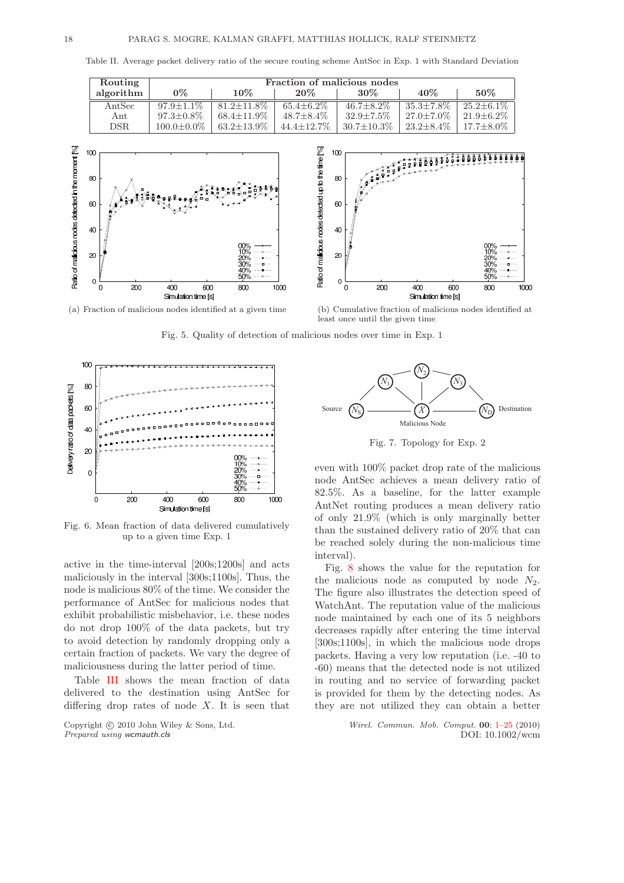Table II. Average packet delivery ratio of the secure routing scheme AntSec in Exp. 1 with Standard Deviation

| Routing algorithm | Fraction of malicious nodes | | | | | |
|---|---|---|---|---|---|---|
| | 0% | 10% | 20% | 30% | 40% | 50% |
| AntSec | 97.9±1.1% | 81.2±11.8% | 65.4±6.2% | 46.7±8.2% | 35.3±7.8% | 25.2±6.1% |
| Ant | 97.3±0.8% | 68.4±11.9% | 48.7±8.4% | 32.9±7.5% | 27.0±7.0% | 21.9±6.2% |
| DSR | 100.0±0.0% | 63.2±13.9% | 44.4±12.7% | 30.7±10.3% | 23.2±8.4% | 17.7±8.0% |

(a) Fraction of malicious nodes identified at a given time

(b) Cumulative fraction of malicious nodes identified at least once until the given time

Fig. 5. Quality of detection of malicious nodes over time in Exp. 1

Fig. 6. Mean fraction of data delivered cumulatively up to a given time Exp. 1

Fig. 7. Topology for Exp. 2

active in the time-interval [200s;1200s] and acts maliciously in the interval [300s;1100s]. Thus, the node is malicious 80% of the time. We consider the performance of AntSec for malicious nodes that exhibit probabilistic misbehavior, i.e. these nodes do not drop 100% of the data packets, but try to avoid detection by randomly dropping only a certain fraction of packets. We vary the degree of maliciousness during the latter period of time.

Table III shows the mean fraction of data delivered to the destination using AntSec for differing drop rates of node $X$. It is seen that even with 100% packet drop rate of the malicious node AntSec achieves a mean delivery ratio of 82.5%. As a baseline, for the latter example AntNet routing produces a mean delivery ratio of only 21.9% (which is only marginally better than the sustained delivery ratio of 20% that can be reached solely during the non-malicious time interval).

Fig. 8 shows the value for the reputation for the malicious node as computed by node $N_2$. The figure also illustrates the detection speed of WatchAnt. The reputation value of the malicious node maintained by each one of its 5 neighbors decreases rapidly after entering the time interval [300s;1100s], in which the malicious node drops packets. Having a very low reputation (i.e. -40 to -60) means that the detected node is not utilized in routing and no service of forwarding packet is provided for them by the detecting nodes. As they are not utilized they can obtain a better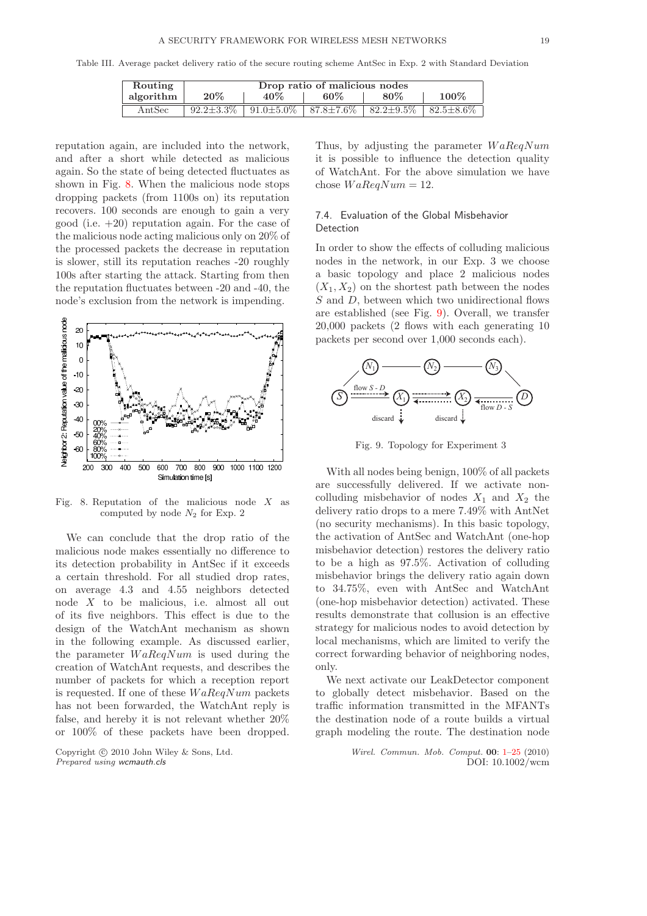Table III. Average packet delivery ratio of the secure routing scheme AntSec in Exp. 2 with Standard Deviation

| Routing algorithm | Drop ratio of malicious nodes | | | | |
|---|---|---|---|---|---|
| | 20% | 40% | 60% | 80% | 100% |
| AntSec | 92.2±3.3% | 91.0±5.0% | 87.8±7.6% | 82.2±9.5% | 82.5±8.6% |

reputation again, are included into the network, and after a short while detected as malicious again. So the state of being detected fluctuates as shown in Fig. 8. When the malicious node stops dropping packets (from 1100s on) its reputation recovers. 100 seconds are enough to gain a very good (i.e. +20) reputation again. For the case of the malicious node acting malicious only on 20% of the processed packets the decrease in reputation is slower, still its reputation reaches -20 roughly 100s after starting the attack. Starting from then the reputation fluctuates between -20 and -40, the node's exclusion from the network is impending.

Fig. 8. Reputation of the malicious node $X$ as computed by node $N_2$ for Exp. 2

We can conclude that the drop ratio of the malicious node makes essentially no difference to its detection probability in AntSec if it exceeds a certain threshold. For all studied drop rates, on average 4.3 and 4.55 neighbors detected node $X$ to be malicious, i.e. almost all out of its five neighbors. This effect is due to the design of the WatchAnt mechanism as shown in the following example. As discussed earlier, the parameter $WaReqNum$ is used during the creation of WatchAnt requests, and describes the number of packets for which a reception report is requested. If one of these $WaReqNum$ packets has not been forwarded, the WatchAnt reply is false, and hereby it is not relevant whether 20% or 100% of these packets have been dropped. Thus, by adjusting the parameter $WaReqNum$ it is possible to influence the detection quality of WatchAnt. For the above simulation we have chose $WaReqNum = 12$.

### 7.4. Evaluation of the Global Misbehavior Detection

In order to show the effects of colluding malicious nodes in the network, in our Exp. 3 we choose a basic topology and place 2 malicious nodes ($X_1$, $X_2$) on the shortest path between the nodes $S$ and $D$, between which two unidirectional flows are established (see Fig. 9). Overall, we transfer 20,000 packets (2 flows with each generating 10 packets per second over 1,000 seconds each).

Fig. 9. Topology for Experiment 3

With all nodes being benign, 100% of all packets are successfully delivered. If we activate non-colluding misbehavior of nodes $X_1$ and $X_2$ the delivery ratio drops to a mere 7.49% with AntNet (no security mechanisms). In this basic topology, the activation of AntSec and WatchAnt (one-hop misbehavior detection) restores the delivery ratio to be a high as 97.5%. Activation of colluding misbehavior brings the delivery ratio again down to 34.75%, even with AntSec and WatchAnt (one-hop misbehavior detection) activated. These results demonstrate that collusion is an effective strategy for malicious nodes to avoid detection by local mechanisms, which are limited to verify the correct forwarding behavior of neighboring nodes, only.

We next activate our LeakDetector component to globally detect misbehavior. Based on the traffic information transmitted in the MFANTs the destination node of a route builds a virtual graph modeling the route. The destination node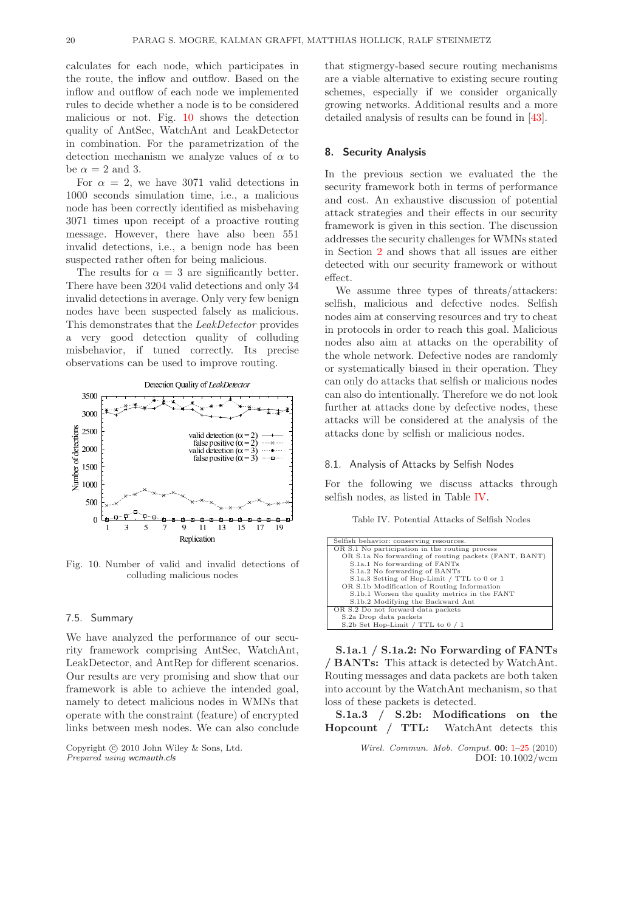calculates for each node, which participates in the route, the inflow and outflow. Based on the inflow and outflow of each node we implemented rules to decide whether a node is to be considered malicious or not. Fig. 10 shows the detection quality of AntSec, WatchAnt and LeakDetector in combination. For the parametrization of the detection mechanism we analyze values of $\alpha$ to be $\alpha = 2$ and 3.

For $\alpha = 2$, we have 3071 valid detections in 1000 seconds simulation time, i.e., a malicious node has been correctly identified as misbehaving 3071 times upon receipt of a proactive routing message. However, there have also been 551 invalid detections, i.e., a benign node has been suspected rather often for being malicious.

The results for $\alpha = 3$ are significantly better. There have been 3204 valid detections and only 34 invalid detections in average. Only very few benign nodes have been suspected falsely as malicious. This demonstrates that the *LeakDetector* provides a very good detection quality of colluding misbehavior, if tuned correctly. Its precise observations can be used to improve routing.

Fig. 10. Number of valid and invalid detections of colluding malicious nodes

### 7.5. Summary

We have analyzed the performance of our security framework comprising AntSec, WatchAnt, LeakDetector, and AntRep for different scenarios. Our results are very promising and show that our framework is able to achieve the intended goal, namely to detect malicious nodes in WMNs that operate with the constraint (feature) of encrypted links between mesh nodes. We can also conclude that stigmergy-based secure routing mechanisms are a viable alternative to existing secure routing schemes, especially if we consider organically growing networks. Additional results and a more detailed analysis of results can be found in [43].

## 8. Security Analysis

In the previous section we evaluated the the security framework both in terms of performance and cost. An exhaustive discussion of potential attack strategies and their effects in our security framework is given in this section. The discussion addresses the security challenges for WMNs stated in Section 2 and shows that all issues are either detected with our security framework or without effect.

We assume three types of threats/attackers: selfish, malicious and defective nodes. Selfish nodes aim at conserving resources and try to cheat in protocols in order to reach this goal. Malicious nodes also aim at attacks on the operability of the whole network. Defective nodes are randomly or systematically biased in their operation. They can only do attacks that selfish or malicious nodes can also do intentionally. Therefore we do not look further at attacks done by defective nodes, these attacks will be considered at the analysis of the attacks done by selfish or malicious nodes.

### 8.1. Analysis of Attacks by Selfish Nodes

For the following we discuss attacks through selfish nodes, as listed in Table IV.

Table IV. Potential Attacks of Selfish Nodes

```
Selfish behavior: conserving resources.
  OR S.1 No participation in the routing process
    OR S.1a No forwarding of routing packets (FANT, BANT)
      S.1a.1 No forwarding of FANTs
      S.1a.2 No forwarding of BANTs
      S.1a.3 Setting of Hop-Limit / TTL to 0 or 1
    OR S.1b Modification of Routing Information
      S.1b.1 Worsen the quality metrics in the FANT
      S.1b.2 Modifying the Backward Ant
  OR S.2 Do not forward data packets
    S.2a Drop data packets
    S.2b Set Hop-Limit / TTL to 0 / 1
```

**S.1a.1 / S.1a.2: No Forwarding of FANTs / BANTs:** This attack is detected by WatchAnt. Routing messages and data packets are both taken into account by the WatchAnt mechanism, so that loss of these packets is detected.

**S.1a.3 / S.2b: Modifications on the Hopcount / TTL:** WatchAnt detects this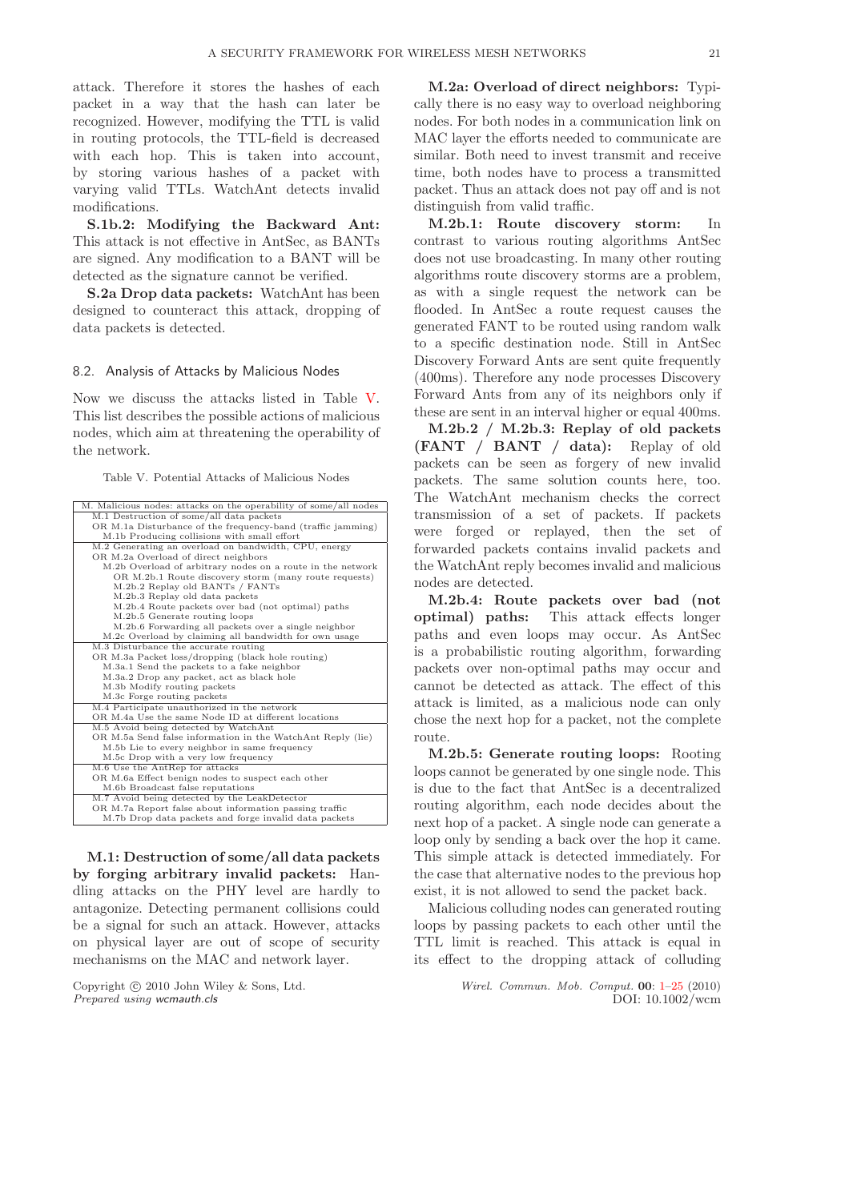attack. Therefore it stores the hashes of each packet in a way that the hash can later be recognized. However, modifying the TTL is valid in routing protocols, the TTL-field is decreased with each hop. This is taken into account, by storing various hashes of a packet with varying valid TTLs. WatchAnt detects invalid modifications.

**S.1b.2: Modifying the Backward Ant:** This attack is not effective in AntSec, as BANTs are signed. Any modification to a BANT will be detected as the signature cannot be verified.

**S.2a Drop data packets:** WatchAnt has been designed to counteract this attack, dropping of data packets is detected.

### 8.2. Analysis of Attacks by Malicious Nodes

Now we discuss the attacks listed in Table V. This list describes the possible actions of malicious nodes, which aim at threatening the operability of the network.

Table V. Potential Attacks of Malicious Nodes

| M. Malicious nodes: attacks on the operability of some/all nodes |
|---|
| M.1 Destruction of some/all data packets<br>OR M.1a Disturbance of the frequency-band (traffic jamming)<br>M.1b Producing collisions with small effort |
| M.2 Generating an overload on bandwidth, CPU, energy<br>OR M.2a Overload of direct neighbors<br>M.2b Overload of arbitrary nodes on a route in the network<br>OR M.2b.1 Route discovery storm (many route requests)<br>M.2b.2 Replay old BANTs / FANTs<br>M.2b.3 Replay old data packets<br>M.2b.4 Route packets over bad (not optimal) paths<br>M.2b.5 Generate routing loops<br>M.2b.6 Forwarding all packets over a single neighbor<br>M.2c Overload by claiming all bandwidth for own usage |
| M.3 Disturbance the accurate routing<br>OR M.3a Packet loss/dropping (black hole routing)<br>M.3a.1 Send the packets to a fake neighbor<br>M.3a.2 Drop any packet, act as black hole<br>M.3b Modify routing packets<br>M.3c Forge routing packets |
| M.4 Participate unauthorized in the network<br>OR M.4a Use the same Node ID at different locations |
| M.5 Avoid being detected by WatchAnt<br>OR M.5a Send false information in the WatchAnt Reply (lie)<br>M.5b Lie to every neighbor in same frequency<br>M.5c Drop with a very low frequency |
| M.6 Use the AntRep for attacks<br>OR M.6a Effect benign nodes to suspect each other<br>M.6b Broadcast false reputations |
| M.7 Avoid being detected by the LeakDetector<br>OR M.7a Report false about information passing traffic<br>M.7b Drop data packets and forge invalid data packets |

**M.1: Destruction of some/all data packets by forging arbitrary invalid packets:** Handling attacks on the PHY level are hardly to antagonize. Detecting permanent collisions could be a signal for such an attack. However, attacks on physical layer are out of scope of security mechanisms on the MAC and network layer.

**M.2a: Overload of direct neighbors:** Typically there is no easy way to overload neighboring nodes. For both nodes in a communication link on MAC layer the efforts needed to communicate are similar. Both need to invest transmit and receive time, both nodes have to process a transmitted packet. Thus an attack does not pay off and is not distinguish from valid traffic.

**M.2b.1: Route discovery storm:** In contrast to various routing algorithms AntSec does not use broadcasting. In many other routing algorithms route discovery storms are a problem, as with a single request the network can be flooded. In AntSec a route request causes the generated FANT to be routed using random walk to a specific destination node. Still in AntSec Discovery Forward Ants are sent quite frequently (400ms). Therefore any node processes Discovery Forward Ants from any of its neighbors only if these are sent in an interval higher or equal 400ms.

**M.2b.2 / M.2b.3: Replay of old packets (FANT / BANT / data):** Replay of old packets can be seen as forgery of new invalid packets. The same solution counts here, too. The WatchAnt mechanism checks the correct transmission of a set of packets. If packets were forged or replayed, then the set of forwarded packets contains invalid packets and the WatchAnt reply becomes invalid and malicious nodes are detected.

**M.2b.4: Route packets over bad (not optimal) paths:** This attack effects longer paths and even loops may occur. As AntSec is a probabilistic routing algorithm, forwarding packets over non-optimal paths may occur and cannot be detected as attack. The effect of this attack is limited, as a malicious node can only chose the next hop for a packet, not the complete route.

**M.2b.5: Generate routing loops:** Rooting loops cannot be generated by one single node. This is due to the fact that AntSec is a decentralized routing algorithm, each node decides about the next hop of a packet. A single node can generate a loop only by sending a back over the hop it came. This simple attack is detected immediately. For the case that alternative nodes to the previous hop exist, it is not allowed to send the packet back.

Malicious colluding nodes can generated routing loops by passing packets to each other until the TTL limit is reached. This attack is equal in its effect to the dropping attack of colluding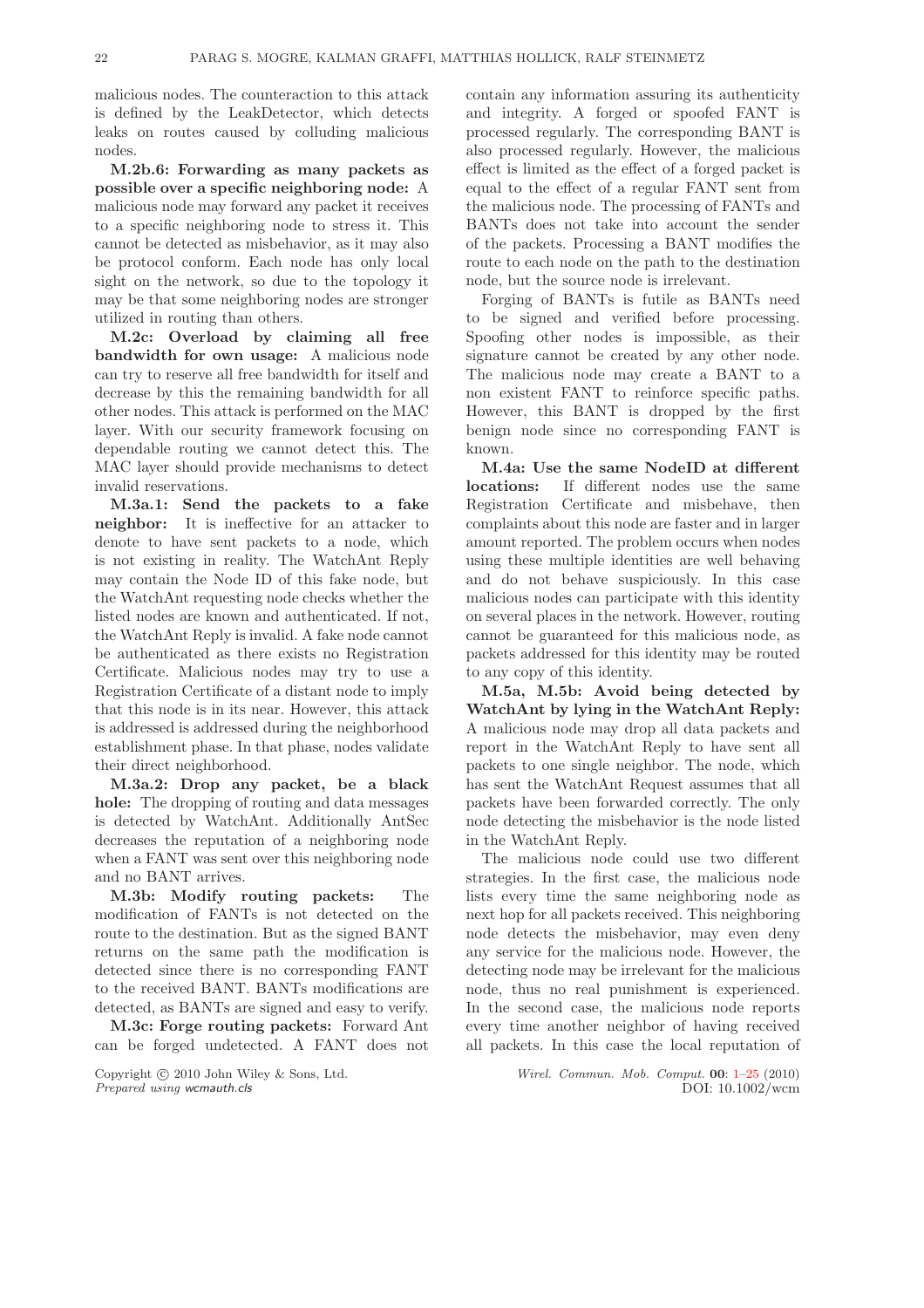malicious nodes. The counteraction to this attack is defined by the LeakDetector, which detects leaks on routes caused by colluding malicious nodes.

**M.2b.6: Forwarding as many packets as possible over a specific neighboring node:** A malicious node may forward any packet it receives to a specific neighboring node to stress it. This cannot be detected as misbehavior, as it may also be protocol conform. Each node has only local sight on the network, so due to the topology it may be that some neighboring nodes are stronger utilized in routing than others.

**M.2c: Overload by claiming all free bandwidth for own usage:** A malicious node can try to reserve all free bandwidth for itself and decrease by this the remaining bandwidth for all other nodes. This attack is performed on the MAC layer. With our security framework focusing on dependable routing we cannot detect this. The MAC layer should provide mechanisms to detect invalid reservations.

**M.3a.1: Send the packets to a fake neighbor:** It is ineffective for an attacker to denote to have sent packets to a node, which is not existing in reality. The WatchAnt Reply may contain the Node ID of this fake node, but the WatchAnt requesting node checks whether the listed nodes are known and authenticated. If not, the WatchAnt Reply is invalid. A fake node cannot be authenticated as there exists no Registration Certificate. Malicious nodes may try to use a Registration Certificate of a distant node to imply that this node is in its near. However, this attack is addressed is addressed during the neighborhood establishment phase. In that phase, nodes validate their direct neighborhood.

**M.3a.2: Drop any packet, be a black hole:** The dropping of routing and data messages is detected by WatchAnt. Additionally AntSec decreases the reputation of a neighboring node when a FANT was sent over this neighboring node and no BANT arrives.

**M.3b: Modify routing packets:** The modification of FANTs is not detected on the route to the destination. But as the signed BANT returns on the same path the modification is detected since there is no corresponding FANT to the received BANT. BANTs modifications are detected, as BANTs are signed and easy to verify.

**M.3c: Forge routing packets:** Forward Ant can be forged undetected. A FANT does not contain any information assuring its authenticity and integrity. A forged or spoofed FANT is processed regularly. The corresponding BANT is also processed regularly. However, the malicious effect is limited as the effect of a forged packet is equal to the effect of a regular FANT sent from the malicious node. The processing of FANTs and BANTs does not take into account the sender of the packets. Processing a BANT modifies the route to each node on the path to the destination node, but the source node is irrelevant.

Forging of BANTs is futile as BANTs need to be signed and verified before processing. Spoofing other nodes is impossible, as their signature cannot be created by any other node. The malicious node may create a BANT to a non existent FANT to reinforce specific paths. However, this BANT is dropped by the first benign node since no corresponding FANT is known.

**M.4a: Use the same NodeID at different locations:** If different nodes use the same Registration Certificate and misbehave, then complaints about this node are faster and in larger amount reported. The problem occurs when nodes using these multiple identities are well behaving and do not behave suspiciously. In this case malicious nodes can participate with this identity on several places in the network. However, routing cannot be guaranteed for this malicious node, as packets addressed for this identity may be routed to any copy of this identity.

**M.5a, M.5b: Avoid being detected by WatchAnt by lying in the WatchAnt Reply:** A malicious node may drop all data packets and report in the WatchAnt Reply to have sent all packets to one single neighbor. The node, which has sent the WatchAnt Request assumes that all packets have been forwarded correctly. The only node detecting the misbehavior is the node listed in the WatchAnt Reply.

The malicious node could use two different strategies. In the first case, the malicious node lists every time the same neighboring node as next hop for all packets received. This neighboring node detects the misbehavior, may even deny any service for the malicious node. However, the detecting node may be irrelevant for the malicious node, thus no real punishment is experienced. In the second case, the malicious node reports every time another neighbor of having received all packets. In this case the local reputation of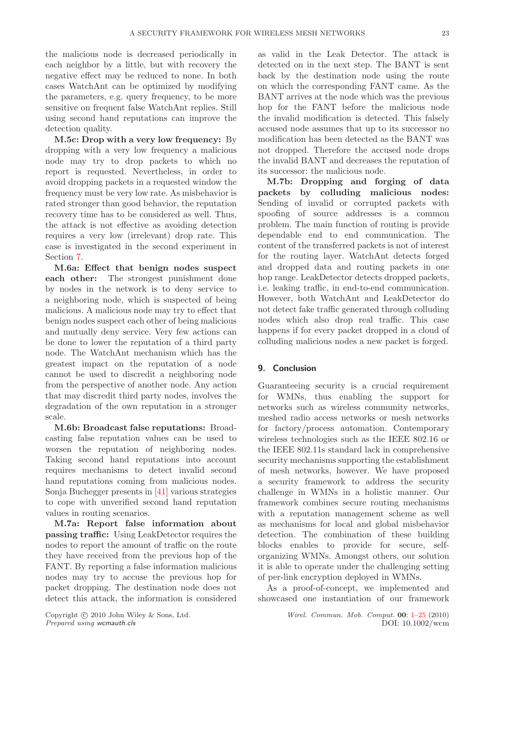the malicious node is decreased periodically in each neighbor by a little, but with recovery the negative effect may be reduced to none. In both cases WatchAnt can be optimized by modifying the parameters, e.g. query frequency, to be more sensitive on frequent false WatchAnt replies. Still using second hand reputations can improve the detection quality.

**M.5c: Drop with a very low frequency:** By dropping with a very low frequency a malicious node may try to drop packets to which no report is requested. Nevertheless, in order to avoid dropping packets in a requested window the frequency must be very low rate. As misbehavior is rated stronger than good behavior, the reputation recovery time has to be considered as well. Thus, the attack is not effective as avoiding detection requires a very low (irrelevant) drop rate. This case is investigated in the second experiment in Section 7.

**M.6a: Effect that benign nodes suspect each other:** The strongest punishment done by nodes in the network is to deny service to a neighboring node, which is suspected of being malicious. A malicious node may try to effect that benign nodes suspect each other of being malicious and mutually deny service. Very few actions can be done to lower the reputation of a third party node. The WatchAnt mechanism which has the greatest impact on the reputation of a node cannot be used to discredit a neighboring node from the perspective of another node. Any action that may discredit third party nodes, involves the degradation of the own reputation in a stronger scale.

**M.6b: Broadcast false reputations:** Broadcasting false reputation values can be used to worsen the reputation of neighboring nodes. Taking second hand reputations into account requires mechanisms to detect invalid second hand reputations coming from malicious nodes. Sonja Buchegger presents in [41] various strategies to cope with unverified second hand reputation values in routing scenarios.

**M.7a: Report false information about passing traffic:** Using LeakDetector requires the nodes to report the amount of traffic on the route they have received from the previous hop of the FANT. By reporting a false information malicious nodes may try to accuse the previous hop for packet dropping. The destination node does not detect this attack, the information is considered as valid in the Leak Detector. The attack is detected on in the next step. The BANT is sent back by the destination node using the route on which the corresponding FANT came. As the BANT arrives at the node which was the previous hop for the FANT before the malicious node the invalid modification is detected. This falsely accused node assumes that up to its successor no modification has been detected as the BANT was not dropped. Therefore the accused node drops the invalid BANT and decreases the reputation of its successor: the malicious node.

**M.7b: Dropping and forging of data packets by colluding malicious nodes:** Sending of invalid or corrupted packets with spoofing of source addresses is a common problem. The main function of routing is provide dependable end to end communication. The content of the transferred packets is not of interest for the routing layer. WatchAnt detects forged and dropped data and routing packets in one hop range. LeakDetector detects dropped packets, i.e. leaking traffic, in end-to-end communication. However, both WatchAnt and LeakDetector do not detect fake traffic generated through colluding nodes which also drop real traffic. This case happens if for every packet dropped in a cloud of colluding malicious nodes a new packet is forged.

## 9. Conclusion

Guaranteeing security is a crucial requirement for WMNs, thus enabling the support for networks such as wireless community networks, meshed radio access networks or mesh networks for factory/process automation. Contemporary wireless technologies such as the IEEE 802.16 or the IEEE 802.11s standard lack in comprehensive security mechanisms supporting the establishment of mesh networks, however. We have proposed a security framework to address the security challenge in WMNs in a holistic manner. Our framework combines secure routing mechanisms with a reputation management scheme as well as mechanisms for local and global misbehavior detection. The combination of these building blocks enables to provide for secure, self-organizing WMNs. Amongst others, our solution it is able to operate under the challenging setting of per-link encryption deployed in WMNs.

As a proof-of-concept, we implemented and showcased one instantiation of our framework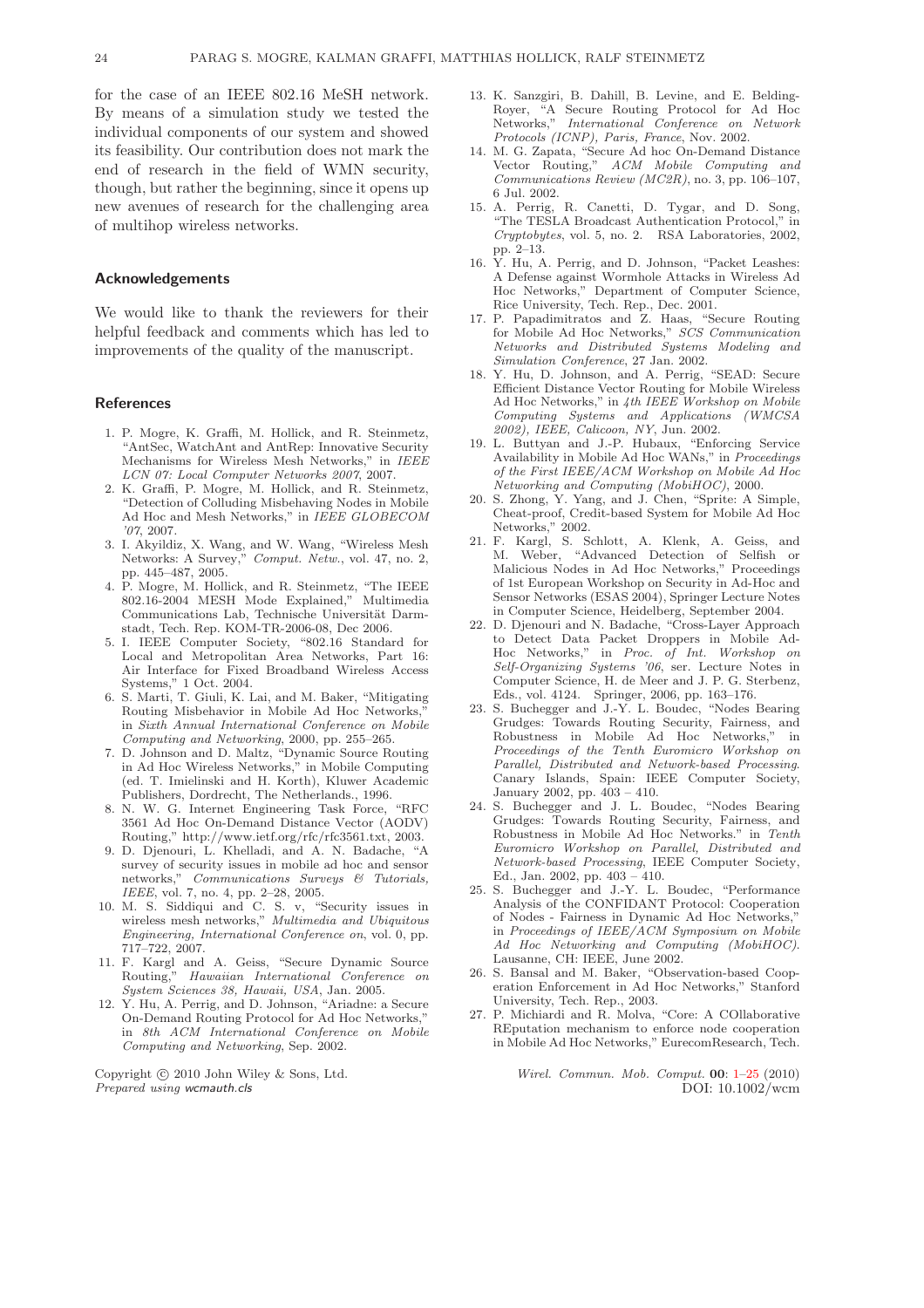for the case of an IEEE 802.16 MeSH network. By means of a simulation study we tested the individual components of our system and showed its feasibility. Our contribution does not mark the end of research in the field of WMN security, though, but rather the beginning, since it opens up new avenues of research for the challenging area of multihop wireless networks.

### Acknowledgements

We would like to thank the reviewers for their helpful feedback and comments which has led to improvements of the quality of the manuscript.

### References

1. P. Mogre, K. Graffi, M. Hollick, and R. Steinmetz, "AntSec, WatchAnt and AntRep: Innovative Security Mechanisms for Wireless Mesh Networks," in *IEEE LCN 07: Local Computer Networks 2007*, 2007.
2. K. Graffi, P. Mogre, M. Hollick, and R. Steinmetz, "Detection of Colluding Misbehaving Nodes in Mobile Ad Hoc and Mesh Networks," in *IEEE GLOBECOM '07*, 2007.
3. I. Akyildiz, X. Wang, and W. Wang, "Wireless Mesh Networks: A Survey," *Comput. Netw.*, vol. 47, no. 2, pp. 445–487, 2005.
4. P. Mogre, M. Hollick, and R. Steinmetz, "The IEEE 802.16-2004 MESH Mode Explained," Multimedia Communications Lab, Technische Universität Darmstadt, Tech. Rep. KOM-TR-2006-08, Dec 2006.
5. I. IEEE Computer Society, "802.16 Standard for Local and Metropolitan Area Networks, Part 16: Air Interface for Fixed Broadband Wireless Access Systems," 1 Oct. 2004.
6. S. Marti, T. Giuli, K. Lai, and M. Baker, "Mitigating Routing Misbehavior in Mobile Ad Hoc Networks," in *Sixth Annual International Conference on Mobile Computing and Networking*, 2000, pp. 255–265.
7. D. Johnson and D. Maltz, "Dynamic Source Routing in Ad Hoc Wireless Networks," in Mobile Computing (ed. T. Imielinski and H. Korth), Kluwer Academic Publishers, Dordrecht, The Netherlands., 1996.
8. N. W. G. Internet Engineering Task Force, "RFC 3561 Ad Hoc On-Demand Distance Vector (AODV) Routing," http://www.ietf.org/rfc/rfc3561.txt, 2003.
9. D. Djenouri, L. Khelladi, and A. N. Badache, "A survey of security issues in mobile ad hoc and sensor networks," *Communications Surveys & Tutorials, IEEE*, vol. 7, no. 4, pp. 2–28, 2005.
10. M. S. Siddiqui and C. S. v, "Security issues in wireless mesh networks," *Multimedia and Ubiquitous Engineering, International Conference on*, vol. 0, pp. 717–722, 2007.
11. F. Kargl and A. Geiss, "Secure Dynamic Source Routing," *Hawaiian International Conference on System Sciences 38, Hawaii, USA*, Jan. 2005.
12. Y. Hu, A. Perrig, and D. Johnson, "Ariadne: a Secure On-Demand Routing Protocol for Ad Hoc Networks," in *8th ACM International Conference on Mobile Computing and Networking*, Sep. 2002.
13. K. Sanzgiri, B. Dahill, B. Levine, and E. Belding-Royer, "A Secure Routing Protocol for Ad Hoc Networks," *International Conference on Network Protocols (ICNP), Paris, France*, Nov. 2002.
14. M. G. Zapata, "Secure Ad hoc On-Demand Distance Vector Routing," *ACM Mobile Computing and Communications Review (MC2R)*, no. 3, pp. 106–107, 6 Jul. 2002.
15. A. Perrig, R. Canetti, D. Tygar, and D. Song, "The TESLA Broadcast Authentication Protocol," in *Cryptobytes*, vol. 5, no. 2. RSA Laboratories, 2002, pp. 2–13.
16. Y. Hu, A. Perrig, and D. Johnson, "Packet Leashes: A Defense against Wormhole Attacks in Wireless Ad Hoc Networks," Department of Computer Science, Rice University, Tech. Rep., Dec. 2001.
17. P. Papadimitratos and Z. Haas, "Secure Routing for Mobile Ad Hoc Networks," *SCS Communication Networks and Distributed Systems Modeling and Simulation Conference*, 27 Jan. 2002.
18. Y. Hu, D. Johnson, and A. Perrig, "SEAD: Secure Efficient Distance Vector Routing for Mobile Wireless Ad Hoc Networks," in *4th IEEE Workshop on Mobile Computing Systems and Applications (WMCSA 2002), IEEE, Calicoon, NY*, Jun. 2002.
19. L. Buttyan and J.-P. Hubaux, "Enforcing Service Availability in Mobile Ad Hoc WANs," in *Proceedings of the First IEEE/ACM Workshop on Mobile Ad Hoc Networking and Computing (MobiHOC)*, 2000.
20. S. Zhong, Y. Yang, and J. Chen, "Sprite: A Simple, Cheat-proof, Credit-based System for Mobile Ad Hoc Networks," 2002.
21. F. Kargl, S. Schlott, A. Klenk, A. Geiss, and M. Weber, "Advanced Detection of Selfish or Malicious Nodes in Ad Hoc Networks," Proceedings of 1st European Workshop on Security in Ad-Hoc and Sensor Networks (ESAS 2004), Springer Lecture Notes in Computer Science, Heidelberg, September 2004.
22. D. Djenouri and N. Badache, "Cross-Layer Approach to Detect Data Packet Droppers in Mobile Ad-Hoc Networks," in *Proc. of Int. Workshop on Self-Organizing Systems '06*, ser. Lecture Notes in Computer Science, H. de Meer and J. P. G. Sterbenz, Eds., vol. 4124. Springer, 2006, pp. 163–176.
23. S. Buchegger and J.-Y. L. Boudec, "Nodes Bearing Grudges: Towards Routing Security, Fairness, and Robustness in Mobile Ad Hoc Networks," in *Proceedings of the Tenth Euromicro Workshop on Parallel, Distributed and Network-based Processing*. Canary Islands, Spain: IEEE Computer Society, January 2002, pp. 403 – 410.
24. S. Buchegger and J. L. Boudec, "Nodes Bearing Grudges: Towards Routing Security, Fairness, and Robustness in Mobile Ad Hoc Networks." in *Tenth Euromicro Workshop on Parallel, Distributed and Network-based Processing*, IEEE Computer Society, Ed., Jan. 2002, pp. 403 – 410.
25. S. Buchegger and J.-Y. L. Boudec, "Performance Analysis of the CONFIDANT Protocol: Cooperation of Nodes - Fairness in Dynamic Ad Hoc Networks," in *Proceedings of IEEE/ACM Symposium on Mobile Ad Hoc Networking and Computing (MobiHOC)*. Lausanne, CH: IEEE, June 2002.
26. S. Bansal and M. Baker, "Observation-based Cooperation Enforcement in Ad Hoc Networks," Stanford University, Tech. Rep., 2003.
27. P. Michiardi and R. Molva, "Core: A COllaborative REputation mechanism to enforce node cooperation in Mobile Ad Hoc Networks," EurecomResearch, Tech.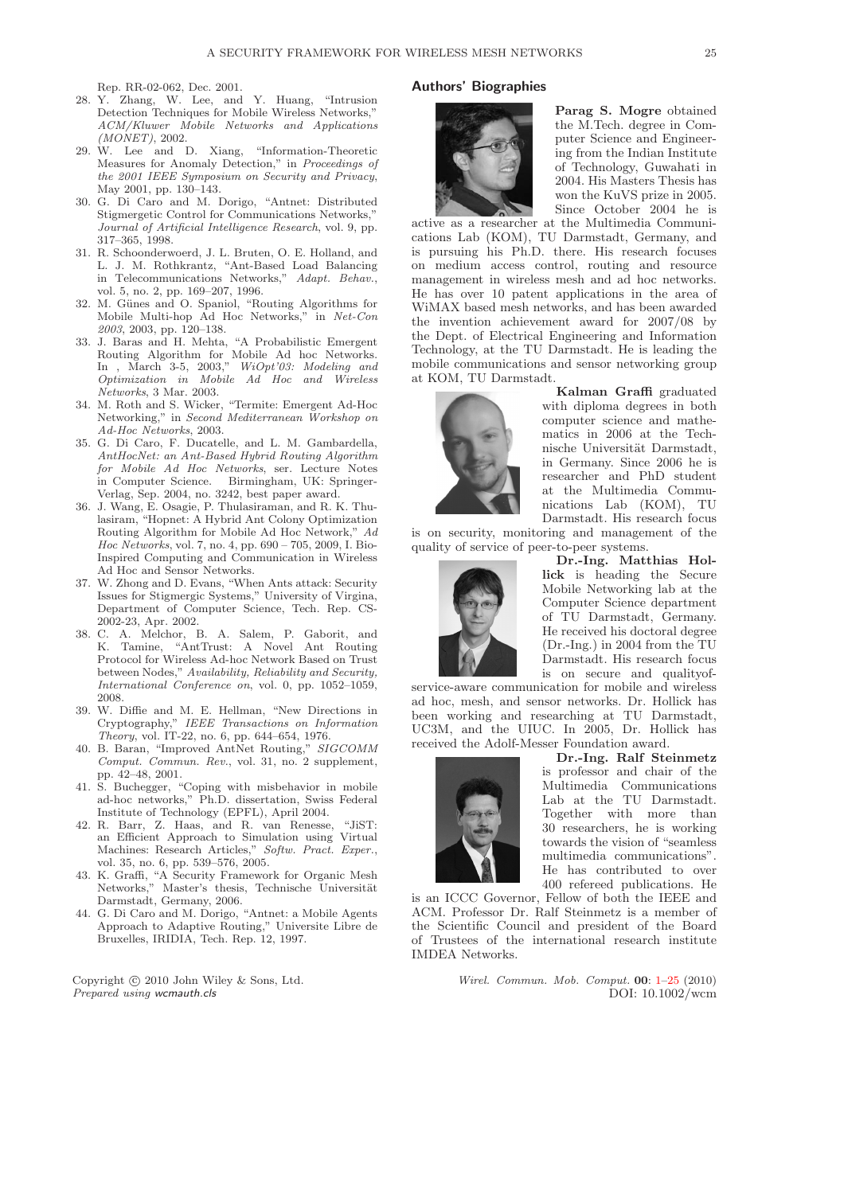Rep. RR-02-062, Dec. 2001.

28. Y. Zhang, W. Lee, and Y. Huang, "Intrusion Detection Techniques for Mobile Wireless Networks," *ACM/Kluwer Mobile Networks and Applications (MONET)*, 2002.
29. W. Lee and D. Xiang, "Information-Theoretic Measures for Anomaly Detection," in *Proceedings of the 2001 IEEE Symposium on Security and Privacy*, May 2001, pp. 130–143.
30. G. Di Caro and M. Dorigo, "Antnet: Distributed Stigmergetic Control for Communications Networks," *Journal of Artificial Intelligence Research*, vol. 9, pp. 317–365, 1998.
31. R. Schoonderwoerd, J. L. Bruten, O. E. Holland, and L. J. M. Rothkrantz, "Ant-Based Load Balancing in Telecommunications Networks," *Adapt. Behav.*, vol. 5, no. 2, pp. 169–207, 1996.
32. M. Günes and O. Spaniol, "Routing Algorithms for Mobile Multi-hop Ad Hoc Networks," in *Net-Con 2003*, 2003, pp. 120–138.
33. J. Baras and H. Mehta, "A Probabilistic Emergent Routing Algorithm for Mobile Ad hoc Networks. In , March 3-5, 2003," *WiOpt'03: Modeling and Optimization in Mobile Ad Hoc and Wireless Networks*, 3 Mar. 2003.
34. M. Roth and S. Wicker, "Termite: Emergent Ad-Hoc Networking," in *Second Mediterranean Workshop on Ad-Hoc Networks*, 2003.
35. G. Di Caro, F. Ducatelle, and L. M. Gambardella, *AntHocNet: an Ant-Based Hybrid Routing Algorithm for Mobile Ad Hoc Networks*, ser. Lecture Notes in Computer Science. Birmingham, UK: Springer-Verlag, Sep. 2004, no. 3242, best paper award.
36. J. Wang, E. Osagie, P. Thulasiraman, and R. K. Thulasiram, "Hopnet: A Hybrid Ant Colony Optimization Routing Algorithm for Mobile Ad Hoc Network," *Ad Hoc Networks*, vol. 7, no. 4, pp. 690 – 705, 2009, I. Bio-Inspired Computing and Communication in Wireless Ad Hoc and Sensor Networks.
37. W. Zhong and D. Evans, "When Ants attack: Security Issues for Stigmergic Systems," University of Virgina, Department of Computer Science, Tech. Rep. CS-2002-23, Apr. 2002.
38. C. A. Melchor, B. A. Salem, P. Gaborit, and K. Tamine, "AntTrust: A Novel Ant Routing Protocol for Wireless Ad-hoc Network Based on Trust between Nodes," *Availability, Reliability and Security, International Conference on*, vol. 0, pp. 1052–1059, 2008.
39. W. Diffie and M. E. Hellman, "New Directions in Cryptography," *IEEE Transactions on Information Theory*, vol. IT-22, no. 6, pp. 644–654, 1976.
40. B. Baran, "Improved AntNet Routing," *SIGCOMM Comput. Commun. Rev.*, vol. 31, no. 2 supplement, pp. 42–48, 2001.
41. S. Buchegger, "Coping with misbehavior in mobile ad-hoc networks," Ph.D. dissertation, Swiss Federal Institute of Technology (EPFL), April 2004.
42. R. Barr, Z. Haas, and R. van Renesse, "JiST: an Efficient Approach to Simulation using Virtual Machines: Research Articles," *Softw. Pract. Exper.*, vol. 35, no. 6, pp. 539–576, 2005.
43. K. Graffi, "A Security Framework for Organic Mesh Networks," Master's thesis, Technische Universität Darmstadt, Germany, 2006.
44. G. Di Caro and M. Dorigo, "Antnet: a Mobile Agents Approach to Adaptive Routing," Universite Libre de Bruxelles, IRIDIA, Tech. Rep. 12, 1997.

## Authors' Biographies

**Parag S. Mogre** obtained the M.Tech. degree in Computer Science and Engineering from the Indian Institute of Technology, Guwahati in 2004. His Masters Thesis has won the KuVS prize in 2005. Since October 2004 he is active as a researcher at the Multimedia Communications Lab (KOM), TU Darmstadt, Germany, and is pursuing his Ph.D. there. His research focuses on medium access control, routing and resource management in wireless mesh and ad hoc networks. He has over 10 patent applications in the area of WiMAX based mesh networks, and has been awarded the invention achievement award for 2007/08 by the Dept. of Electrical Engineering and Information Technology, at the TU Darmstadt. He is leading the mobile communications and sensor networking group at KOM, TU Darmstadt.

**Kalman Graffi** graduated with diploma degrees in both computer science and mathematics in 2006 at the Technische Universität Darmstadt, in Germany. Since 2006 he is researcher and PhD student at the Multimedia Communications Lab (KOM), TU Darmstadt. His research focus is on security, monitoring and management of the quality of service of peer-to-peer systems.

**Dr.-Ing. Matthias Hollick** is heading the Secure Mobile Networking lab at the Computer Science department of TU Darmstadt, Germany. He received his doctoral degree (Dr.-Ing.) in 2004 from the TU Darmstadt. His research focus is on secure and qualityof-service-aware communication for mobile and wireless ad hoc, mesh, and sensor networks. Dr. Hollick has been working and researching at TU Darmstadt, UC3M, and the UIUC. In 2005, Dr. Hollick has received the Adolf-Messer Foundation award.

**Dr.-Ing. Ralf Steinmetz** is professor and chair of the Multimedia Communications Lab at the TU Darmstadt. Together with more than 30 researchers, he is working towards the vision of "seamless multimedia communications". He has contributed to over 400 refereed publications. He is an ICCC Governor, Fellow of both the IEEE and ACM. Professor Dr. Ralf Steinmetz is a member of the Scientific Council and president of the Board of Trustees of the international research institute IMDEA Networks.